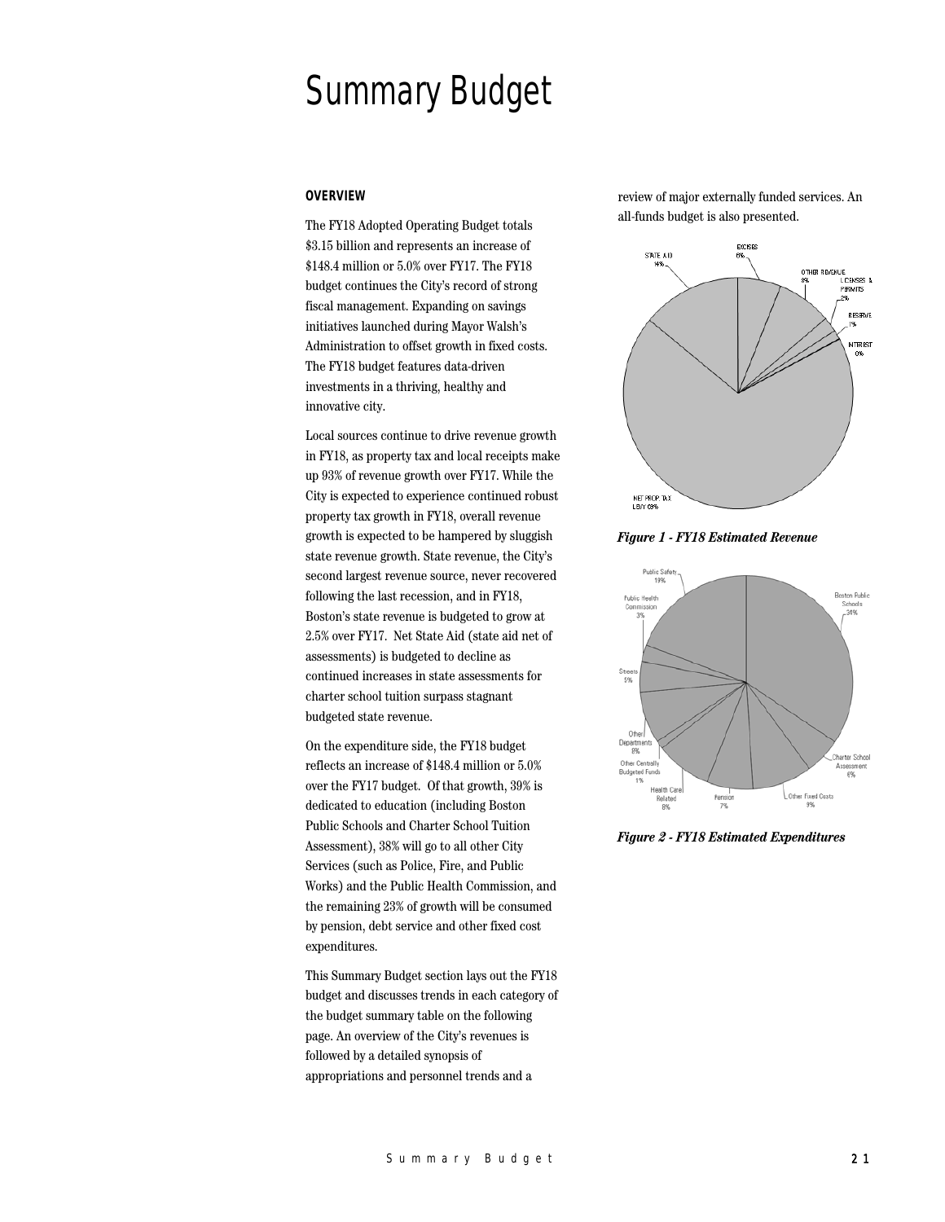# Summary Budget

## OVERVIEW

The FY18 Adopted Operating Budget totals $3.15 billion and represents an increase of $148.4 million or 5.0% over FY17. The FY18 budget continues the City's record of strong fiscal management. Expanding on savings initiatives launched during Mayor Walsh's Administration to offset growth in fixed costs. The FY18 budget features data-driven investments in a thriving, healthy and innovative city.

Local sources continue to drive revenue growth in FY18, as property tax and local receipts make up 93% of revenue growth over FY17. While the City is expected to experience continued robust property tax growth in FY18, overall revenue growth is expected to be hampered by sluggish state revenue growth. State revenue, the City's second largest revenue source, never recovered following the last recession, and in FY18, Boston's state revenue is budgeted to grow at 2.5% over FY17. Net State Aid (state aid net of assessments) is budgeted to decline as continued increases in state assessments for charter school tuition surpass stagnant budgeted state revenue.

On the expenditure side, the FY18 budget reflects an increase of $148.4 million or 5.0% over the FY17 budget. Of that growth, 39% is dedicated to education (including Boston Public Schools and Charter School Tuition Assessment), 38% will go to all other City Services (such as Police, Fire, and Public Works) and the Public Health Commission, and the remaining 23% of growth will be consumed by pension, debt service and other fixed cost expenditures.

This Summary Budget section lays out the FY18 budget and discusses trends in each category of the budget summary table on the following page. An overview of the City's revenues is followed by a detailed synopsis of appropriations and personnel trends and a review of major externally funded services. An all-funds budget is also presented.

*Figure 1 - FY18 Estimated Revenue*

*Figure 2 - FY18 Estimated Expenditures*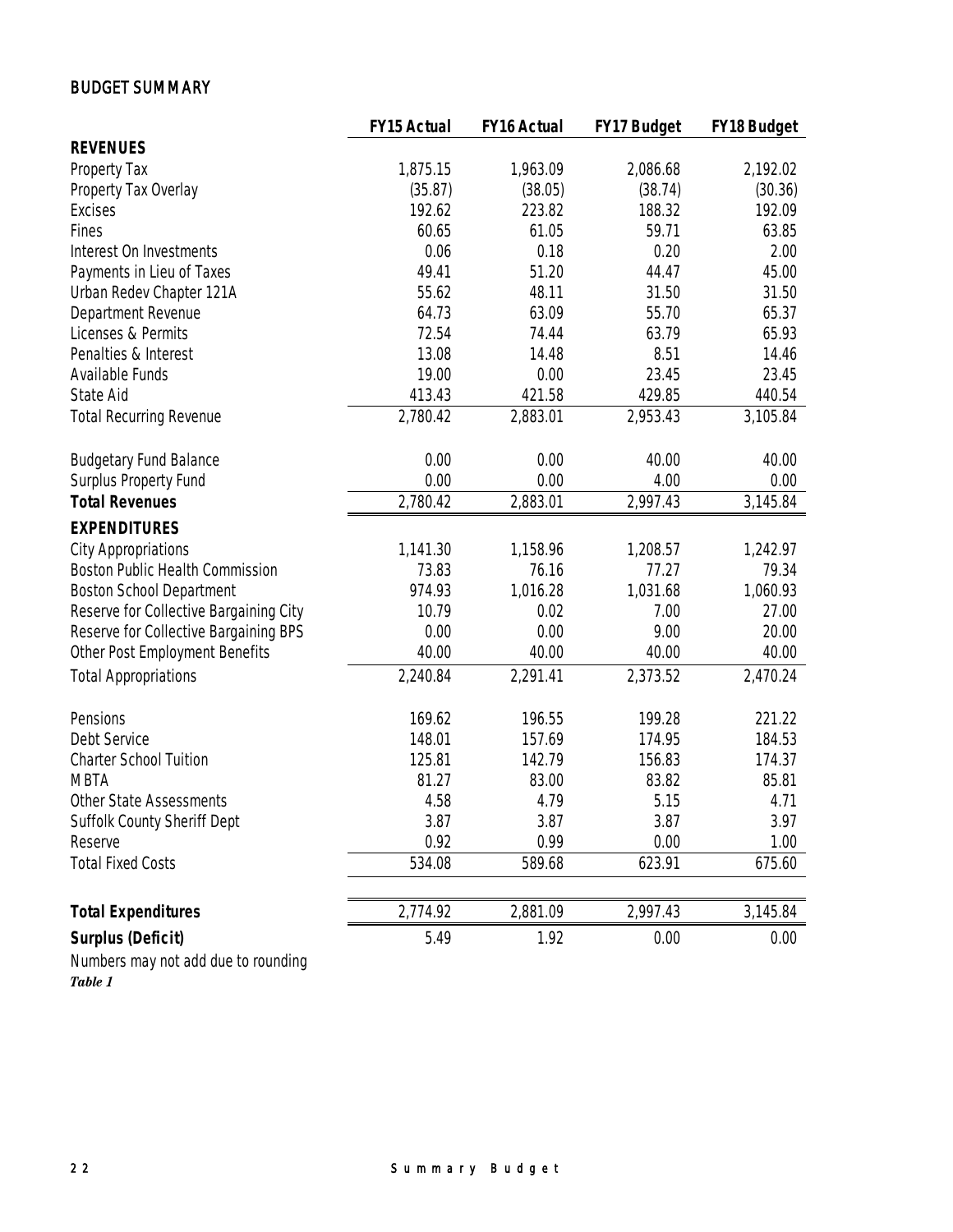## BUDGET SUMMARY

| | FY15 Actual | FY16 Actual | FY17 Budget | FY18 Budget |
|---|---|---|---|---|
| **REVENUES** | | | | |
| Property Tax | 1,875.15 | 1,963.09 | 2,086.68 | 2,192.02 |
| Property Tax Overlay | (35.87) | (38.05) | (38.74) | (30.36) |
| Excises | 192.62 | 223.82 | 188.32 | 192.09 |
| Fines | 60.65 | 61.05 | 59.71 | 63.85 |
| Interest On Investments | 0.06 | 0.18 | 0.20 | 2.00 |
| Payments in Lieu of Taxes | 49.41 | 51.20 | 44.47 | 45.00 |
| Urban Redev Chapter 121A | 55.62 | 48.11 | 31.50 | 31.50 |
| Department Revenue | 64.73 | 63.09 | 55.70 | 65.37 |
| Licenses & Permits | 72.54 | 74.44 | 63.79 | 65.93 |
| Penalties & Interest | 13.08 | 14.48 | 8.51 | 14.46 |
| Available Funds | 19.00 | 0.00 | 23.45 | 23.45 |
| State Aid | 413.43 | 421.58 | 429.85 | 440.54 |
| Total Recurring Revenue | 2,780.42 | 2,883.01 | 2,953.43 | 3,105.84 |
| Budgetary Fund Balance | 0.00 | 0.00 | 40.00 | 40.00 |
| Surplus Property Fund | 0.00 | 0.00 | 4.00 | 0.00 |
| **Total Revenues** | 2,780.42 | 2,883.01 | 2,997.43 | 3,145.84 |
| **EXPENDITURES** | | | | |
| City Appropriations | 1,141.30 | 1,158.96 | 1,208.57 | 1,242.97 |
| Boston Public Health Commission | 73.83 | 76.16 | 77.27 | 79.34 |
| Boston School Department | 974.93 | 1,016.28 | 1,031.68 | 1,060.93 |
| Reserve for Collective Bargaining City | 10.79 | 0.02 | 7.00 | 27.00 |
| Reserve for Collective Bargaining BPS | 0.00 | 0.00 | 9.00 | 20.00 |
| Other Post Employment Benefits | 40.00 | 40.00 | 40.00 | 40.00 |
| Total Appropriations | 2,240.84 | 2,291.41 | 2,373.52 | 2,470.24 |
| Pensions | 169.62 | 196.55 | 199.28 | 221.22 |
| Debt Service | 148.01 | 157.69 | 174.95 | 184.53 |
| Charter School Tuition | 125.81 | 142.79 | 156.83 | 174.37 |
| MBTA | 81.27 | 83.00 | 83.82 | 85.81 |
| Other State Assessments | 4.58 | 4.79 | 5.15 | 4.71 |
| Suffolk County Sheriff Dept | 3.87 | 3.87 | 3.87 | 3.97 |
| Reserve | 0.92 | 0.99 | 0.00 | 1.00 |
| Total Fixed Costs | 534.08 | 589.68 | 623.91 | 675.60 |
| **Total Expenditures** | 2,774.92 | 2,881.09 | 2,997.43 | 3,145.84 |
| **Surplus (Deficit)** | 5.49 | 1.92 | 0.00 | 0.00 |

Numbers may not add due to rounding

***Table 1***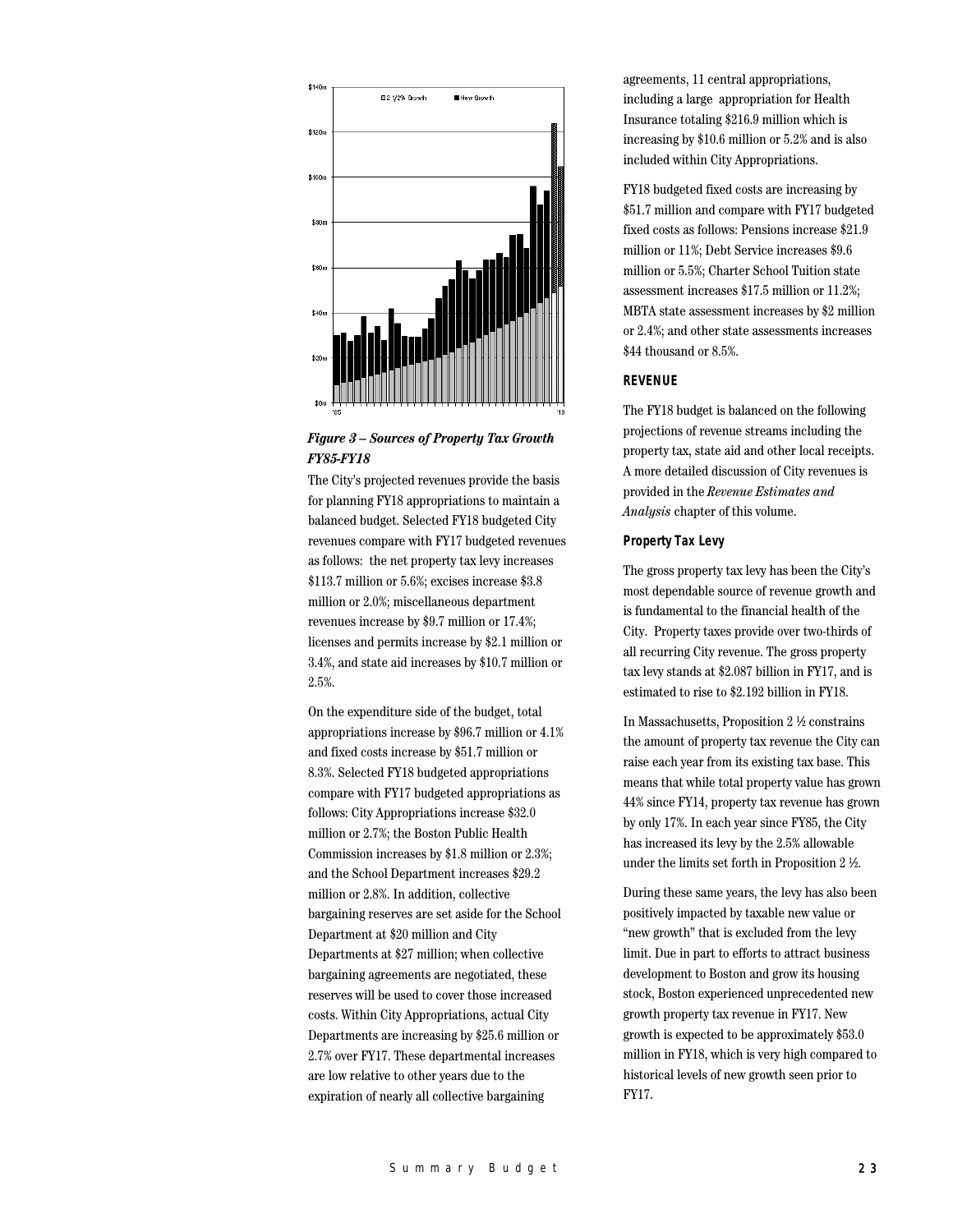*Figure 3 – Sources of Property Tax Growth FY85-FY18*

The City's projected revenues provide the basis for planning FY18 appropriations to maintain a balanced budget. Selected FY18 budgeted City revenues compare with FY17 budgeted revenues as follows: the net property tax levy increases $113.7 million or 5.6%; excises increase $3.8 million or 2.0%; miscellaneous department revenues increase by $9.7 million or 17.4%; licenses and permits increase by $2.1 million or 3.4%, and state aid increases by $10.7 million or 2.5%.

On the expenditure side of the budget, total appropriations increase by $96.7 million or 4.1% and fixed costs increase by $51.7 million or 8.3%. Selected FY18 budgeted appropriations compare with FY17 budgeted appropriations as follows: City Appropriations increase $32.0 million or 2.7%; the Boston Public Health Commission increases by $1.8 million or 2.3%; and the School Department increases $29.2 million or 2.8%. In addition, collective bargaining reserves are set aside for the School Department at $20 million and City Departments at $27 million; when collective bargaining agreements are negotiated, these reserves will be used to cover those increased costs. Within City Appropriations, actual City Departments are increasing by $25.6 million or 2.7% over FY17. These departmental increases are low relative to other years due to the expiration of nearly all collective bargaining agreements, 11 central appropriations, including a large appropriation for Health Insurance totaling $216.9 million which is increasing by $10.6 million or 5.2% and is also included within City Appropriations.

FY18 budgeted fixed costs are increasing by $51.7 million and compare with FY17 budgeted fixed costs as follows: Pensions increase $21.9 million or 11%; Debt Service increases $9.6 million or 5.5%; Charter School Tuition state assessment increases $17.5 million or 11.2%; MBTA state assessment increases by $2 million or 2.4%; and other state assessments increases $44 thousand or 8.5%.

## REVENUE

The FY18 budget is balanced on the following projections of revenue streams including the property tax, state aid and other local receipts. A more detailed discussion of City revenues is provided in the *Revenue Estimates and Analysis* chapter of this volume.

### Property Tax Levy

The gross property tax levy has been the City's most dependable source of revenue growth and is fundamental to the financial health of the City. Property taxes provide over two-thirds of all recurring City revenue. The gross property tax levy stands at $2.087 billion in FY17, and is estimated to rise to $2.192 billion in FY18.

In Massachusetts, Proposition 2 ½ constrains the amount of property tax revenue the City can raise each year from its existing tax base. This means that while total property value has grown 44% since FY14, property tax revenue has grown by only 17%. In each year since FY85, the City has increased its levy by the 2.5% allowable under the limits set forth in Proposition 2 ½.

During these same years, the levy has also been positively impacted by taxable new value or "new growth" that is excluded from the levy limit. Due in part to efforts to attract business development to Boston and grow its housing stock, Boston experienced unprecedented new growth property tax revenue in FY17. New growth is expected to be approximately $53.0 million in FY18, which is very high compared to historical levels of new growth seen prior to FY17.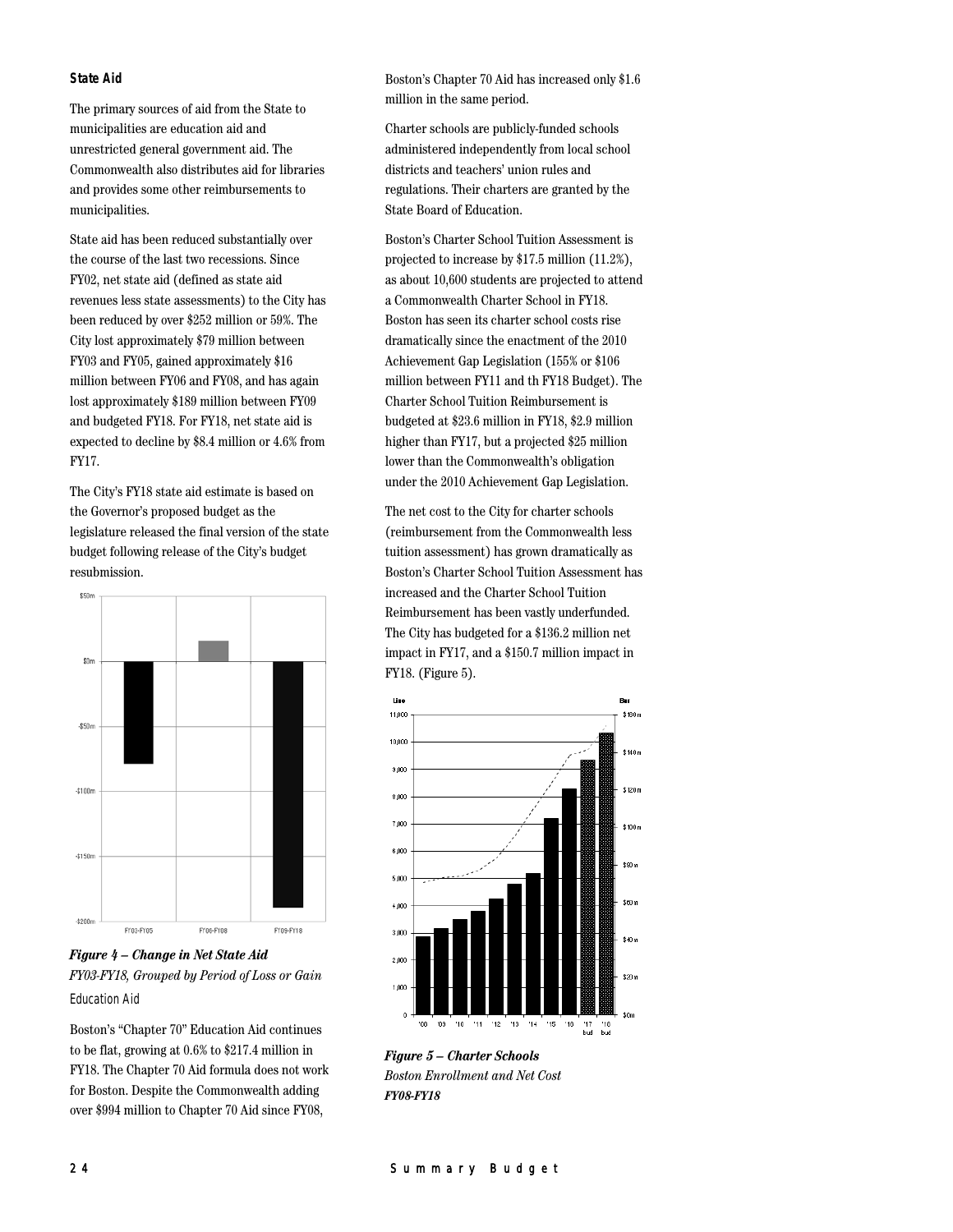### State Aid

The primary sources of aid from the State to municipalities are education aid and unrestricted general government aid. The Commonwealth also distributes aid for libraries and provides some other reimbursements to municipalities.

State aid has been reduced substantially over the course of the last two recessions. Since FY02, net state aid (defined as state aid revenues less state assessments) to the City has been reduced by over $252 million or 59%. The City lost approximately $79 million between FY03 and FY05, gained approximately $16 million between FY06 and FY08, and has again lost approximately $189 million between FY09 and budgeted FY18. For FY18, net state aid is expected to decline by $8.4 million or 4.6% from FY17.

The City's FY18 state aid estimate is based on the Governor's proposed budget as the legislature released the final version of the state budget following release of the City's budget resubmission.

***Figure 4 – Change in Net State Aid***
*FY03-FY18, Grouped by Period of Loss or Gain*

#### Education Aid

Boston's "Chapter 70" Education Aid continues to be flat, growing at 0.6% to $217.4 million in FY18. The Chapter 70 Aid formula does not work for Boston. Despite the Commonwealth adding over $994 million to Chapter 70 Aid since FY08, Boston's Chapter 70 Aid has increased only $1.6 million in the same period.

Charter schools are publicly-funded schools administered independently from local school districts and teachers' union rules and regulations. Their charters are granted by the State Board of Education.

Boston's Charter School Tuition Assessment is projected to increase by $17.5 million (11.2%), as about 10,600 students are projected to attend a Commonwealth Charter School in FY18. Boston has seen its charter school costs rise dramatically since the enactment of the 2010 Achievement Gap Legislation (155% or $106 million between FY11 and th FY18 Budget). The Charter School Tuition Reimbursement is budgeted at $23.6 million in FY18, $2.9 million higher than FY17, but a projected $25 million lower than the Commonwealth's obligation under the 2010 Achievement Gap Legislation.

The net cost to the City for charter schools (reimbursement from the Commonwealth less tuition assessment) has grown dramatically as Boston's Charter School Tuition Assessment has increased and the Charter School Tuition Reimbursement has been vastly underfunded. The City has budgeted for a $136.2 million net impact in FY17, and a $150.7 million impact in FY18. (Figure 5).

***Figure 5 – Charter Schools***
*Boston Enrollment and Net Cost*
***FY08-FY18***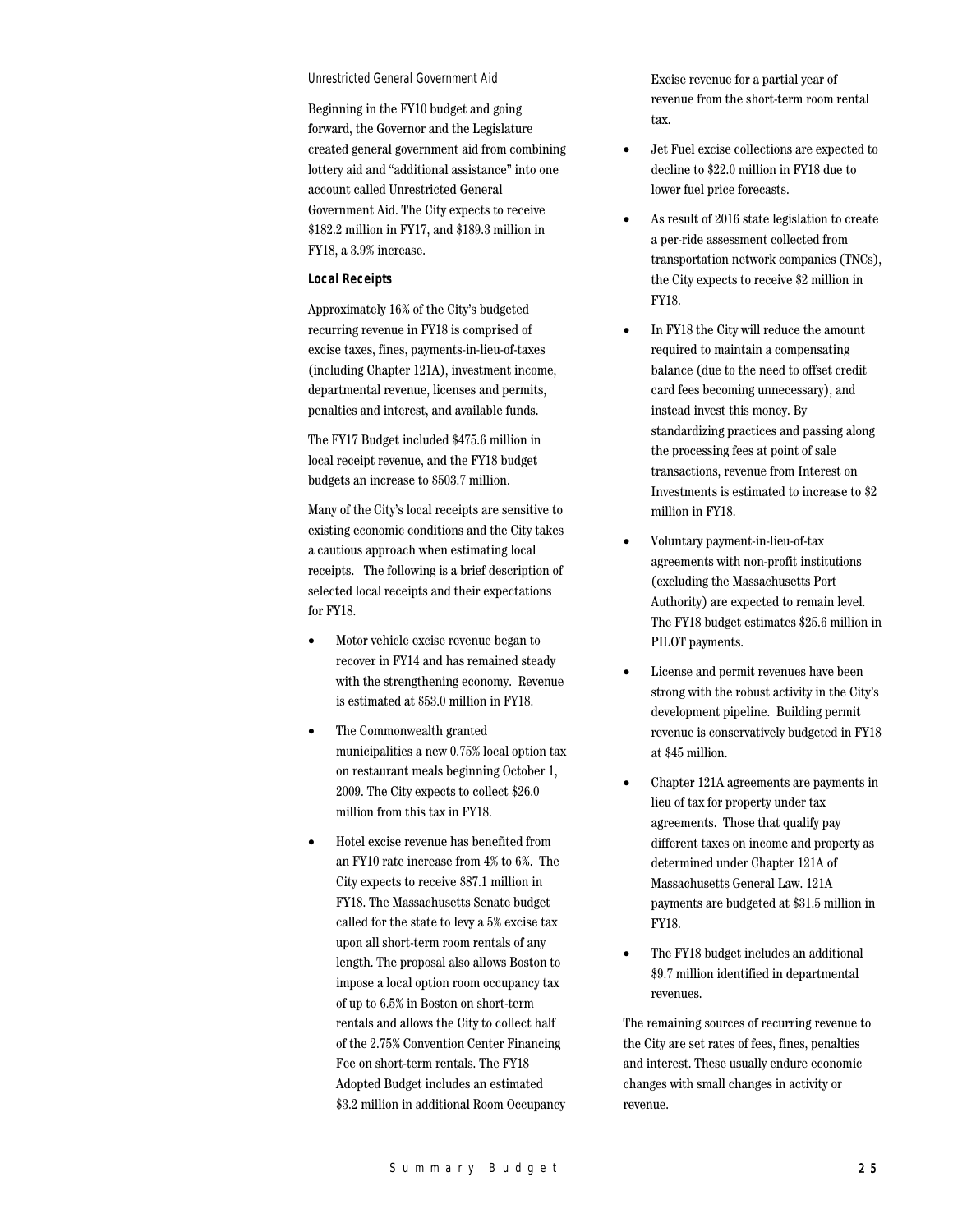*Unrestricted General Government Aid*

Beginning in the FY10 budget and going forward, the Governor and the Legislature created general government aid from combining lottery aid and "additional assistance" into one account called Unrestricted General Government Aid. The City expects to receive $182.2 million in FY17, and $189.3 million in FY18, a 3.9% increase.

**Local Receipts**

Approximately 16% of the City's budgeted recurring revenue in FY18 is comprised of excise taxes, fines, payments-in-lieu-of-taxes (including Chapter 121A), investment income, departmental revenue, licenses and permits, penalties and interest, and available funds.

The FY17 Budget included $475.6 million in local receipt revenue, and the FY18 budget budgets an increase to $503.7 million.

Many of the City's local receipts are sensitive to existing economic conditions and the City takes a cautious approach when estimating local receipts. The following is a brief description of selected local receipts and their expectations for FY18.

- Motor vehicle excise revenue began to recover in FY14 and has remained steady with the strengthening economy. Revenue is estimated at $53.0 million in FY18.
- The Commonwealth granted municipalities a new 0.75% local option tax on restaurant meals beginning October 1, 2009. The City expects to collect $26.0 million from this tax in FY18.
- Hotel excise revenue has benefited from an FY10 rate increase from 4% to 6%. The City expects to receive $87.1 million in FY18. The Massachusetts Senate budget called for the state to levy a 5% excise tax upon all short-term room rentals of any length. The proposal also allows Boston to impose a local option room occupancy tax of up to 6.5% in Boston on short-term rentals and allows the City to collect half of the 2.75% Convention Center Financing Fee on short-term rentals. The FY18 Adopted Budget includes an estimated $3.2 million in additional Room Occupancy Excise revenue for a partial year of revenue from the short-term room rental tax.
- Jet Fuel excise collections are expected to decline to $22.0 million in FY18 due to lower fuel price forecasts.
- As result of 2016 state legislation to create a per-ride assessment collected from transportation network companies (TNCs), the City expects to receive $2 million in FY18.
- In FY18 the City will reduce the amount required to maintain a compensating balance (due to the need to offset credit card fees becoming unnecessary), and instead invest this money. By standardizing practices and passing along the processing fees at point of sale transactions, revenue from Interest on Investments is estimated to increase to $2 million in FY18.
- Voluntary payment-in-lieu-of-tax agreements with non-profit institutions (excluding the Massachusetts Port Authority) are expected to remain level. The FY18 budget estimates $25.6 million in PILOT payments.
- License and permit revenues have been strong with the robust activity in the City's development pipeline. Building permit revenue is conservatively budgeted in FY18 at $45 million.
- Chapter 121A agreements are payments in lieu of tax for property under tax agreements. Those that qualify pay different taxes on income and property as determined under Chapter 121A of Massachusetts General Law. 121A payments are budgeted at $31.5 million in FY18.
- The FY18 budget includes an additional $9.7 million identified in departmental revenues.

The remaining sources of recurring revenue to the City are set rates of fees, fines, penalties and interest. These usually endure economic changes with small changes in activity or revenue.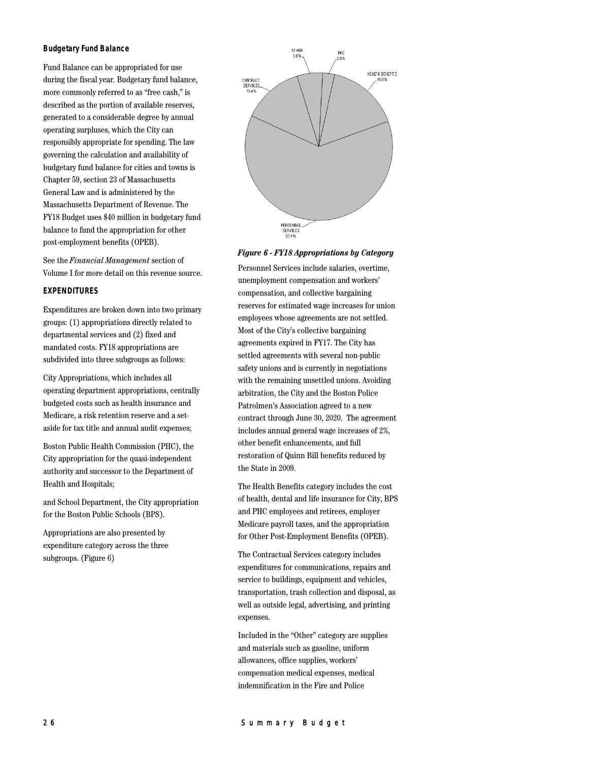### Budgetary Fund Balance

Fund Balance can be appropriated for use during the fiscal year. Budgetary fund balance, more commonly referred to as "free cash," is described as the portion of available reserves, generated to a considerable degree by annual operating surpluses, which the City can responsibly appropriate for spending. The law governing the calculation and availability of budgetary fund balance for cities and towns is Chapter 59, section 23 of Massachusetts General Law and is administered by the Massachusetts Department of Revenue. The FY18 Budget uses $40 million in budgetary fund balance to fund the appropriation for other post-employment benefits (OPEB).

See the *Financial Management* section of Volume I for more detail on this revenue source.

### EXPENDITURES

Expenditures are broken down into two primary groups: (1) appropriations directly related to departmental services and (2) fixed and mandated costs. FY18 appropriations are subdivided into three subgroups as follows:

City Appropriations, which includes all operating department appropriations, centrally budgeted costs such as health insurance and Medicare, a risk retention reserve and a set-aside for tax title and annual audit expenses;

Boston Public Health Commission (PHC), the City appropriation for the quasi-independent authority and successor to the Department of Health and Hospitals;

and School Department, the City appropriation for the Boston Public Schools (BPS).

Appropriations are also presented by expenditure category across the three subgroups. (Figure 6)

OTHER 5.6%

PHC 2.6%

HEALTH BENEFITS 16.0%

CONTRACT. SERVICES 13.4%

PERSONNEL SERVICES 62.4%

***Figure 6 - FY18 Appropriations by Category***

Personnel Services include salaries, overtime, unemployment compensation and workers' compensation, and collective bargaining reserves for estimated wage increases for union employees whose agreements are not settled. Most of the City's collective bargaining agreements expired in FY17. The City has settled agreements with several non-public safety unions and is currently in negotiations with the remaining unsettled unions. Avoiding arbitration, the City and the Boston Police Patrolmen's Association agreed to a new contract through June 30, 2020. The agreement includes annual general wage increases of 2%, other benefit enhancements, and full restoration of Quinn Bill benefits reduced by the State in 2009.

The Health Benefits category includes the cost of health, dental and life insurance for City, BPS and PHC employees and retirees, employer Medicare payroll taxes, and the appropriation for Other Post-Employment Benefits (OPEB).

The Contractual Services category includes expenditures for communications, repairs and service to buildings, equipment and vehicles, transportation, trash collection and disposal, as well as outside legal, advertising, and printing expenses.

Included in the "Other" category are supplies and materials such as gasoline, uniform allowances, office supplies, workers' compensation medical expenses, medical indemnification in the Fire and Police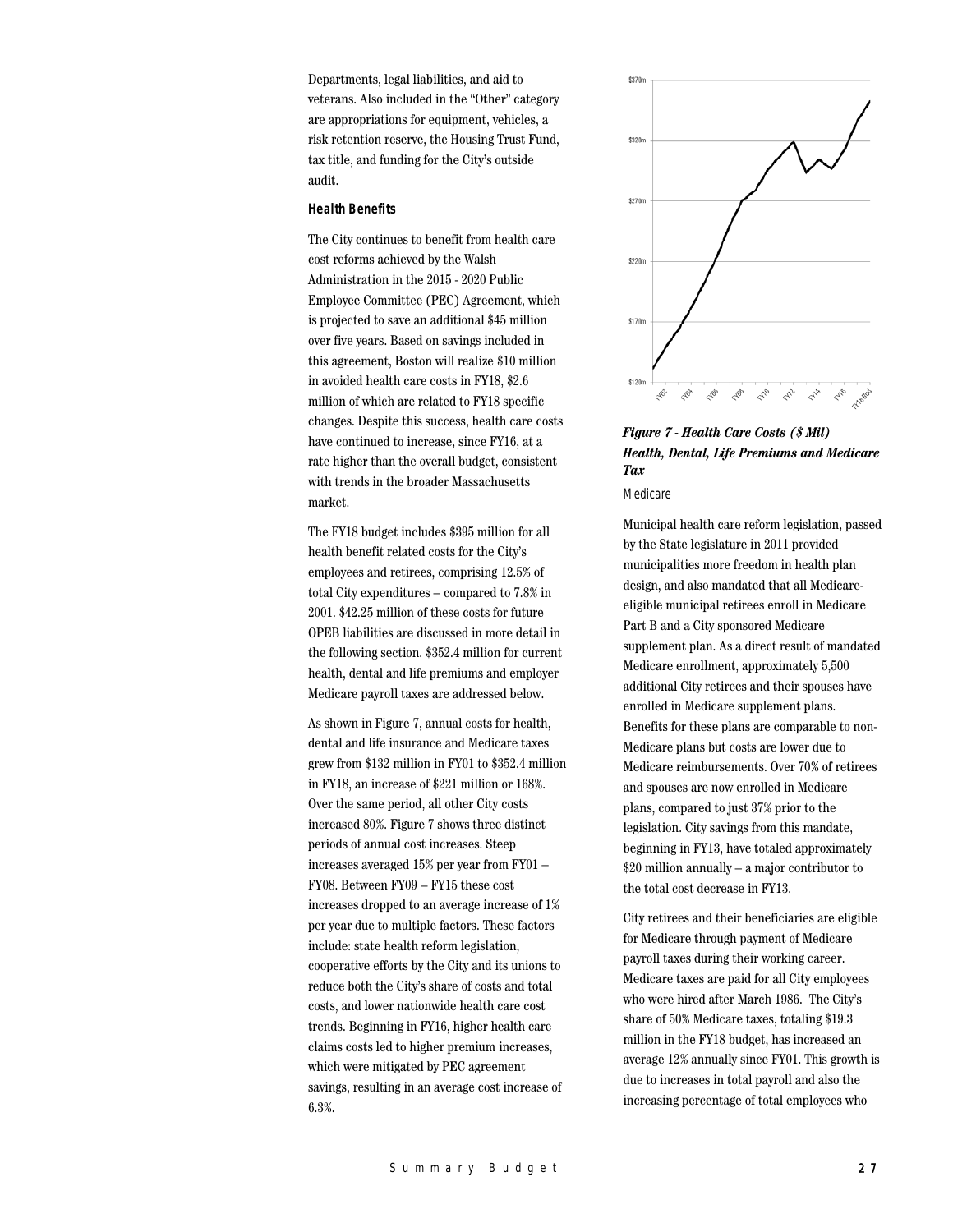Departments, legal liabilities, and aid to veterans. Also included in the "Other" category are appropriations for equipment, vehicles, a risk retention reserve, the Housing Trust Fund, tax title, and funding for the City's outside audit.

### Health Benefits

The City continues to benefit from health care cost reforms achieved by the Walsh Administration in the 2015 - 2020 Public Employee Committee (PEC) Agreement, which is projected to save an additional $45 million over five years. Based on savings included in this agreement, Boston will realize $10 million in avoided health care costs in FY18, $2.6 million of which are related to FY18 specific changes. Despite this success, health care costs have continued to increase, since FY16, at a rate higher than the overall budget, consistent with trends in the broader Massachusetts market.

The FY18 budget includes $395 million for all health benefit related costs for the City's employees and retirees, comprising 12.5% of total City expenditures – compared to 7.8% in 2001. $42.25 million of these costs for future OPEB liabilities are discussed in more detail in the following section. $352.4 million for current health, dental and life premiums and employer Medicare payroll taxes are addressed below.

As shown in Figure 7, annual costs for health, dental and life insurance and Medicare taxes grew from $132 million in FY01 to $352.4 million in FY18, an increase of $221 million or 168%. Over the same period, all other City costs increased 80%. Figure 7 shows three distinct periods of annual cost increases. Steep increases averaged 15% per year from FY01 – FY08. Between FY09 – FY15 these cost increases dropped to an average increase of 1% per year due to multiple factors. These factors include: state health reform legislation, cooperative efforts by the City and its unions to reduce both the City's share of costs and total costs, and lower nationwide health care cost trends. Beginning in FY16, higher health care claims costs led to higher premium increases, which were mitigated by PEC agreement savings, resulting in an average cost increase of 6.3%.

***Figure 7 - Health Care Costs ($ Mil) Health, Dental, Life Premiums and Medicare Tax***

#### Medicare

Municipal health care reform legislation, passed by the State legislature in 2011 provided municipalities more freedom in health plan design, and also mandated that all Medicare-eligible municipal retirees enroll in Medicare Part B and a City sponsored Medicare supplement plan. As a direct result of mandated Medicare enrollment, approximately 5,500 additional City retirees and their spouses have enrolled in Medicare supplement plans. Benefits for these plans are comparable to non-Medicare plans but costs are lower due to Medicare reimbursements. Over 70% of retirees and spouses are now enrolled in Medicare plans, compared to just 37% prior to the legislation. City savings from this mandate, beginning in FY13, have totaled approximately $20 million annually – a major contributor to the total cost decrease in FY13.

City retirees and their beneficiaries are eligible for Medicare through payment of Medicare payroll taxes during their working career. Medicare taxes are paid for all City employees who were hired after March 1986. The City's share of 50% Medicare taxes, totaling $19.3 million in the FY18 budget, has increased an average 12% annually since FY01. This growth is due to increases in total payroll and also the increasing percentage of total employees who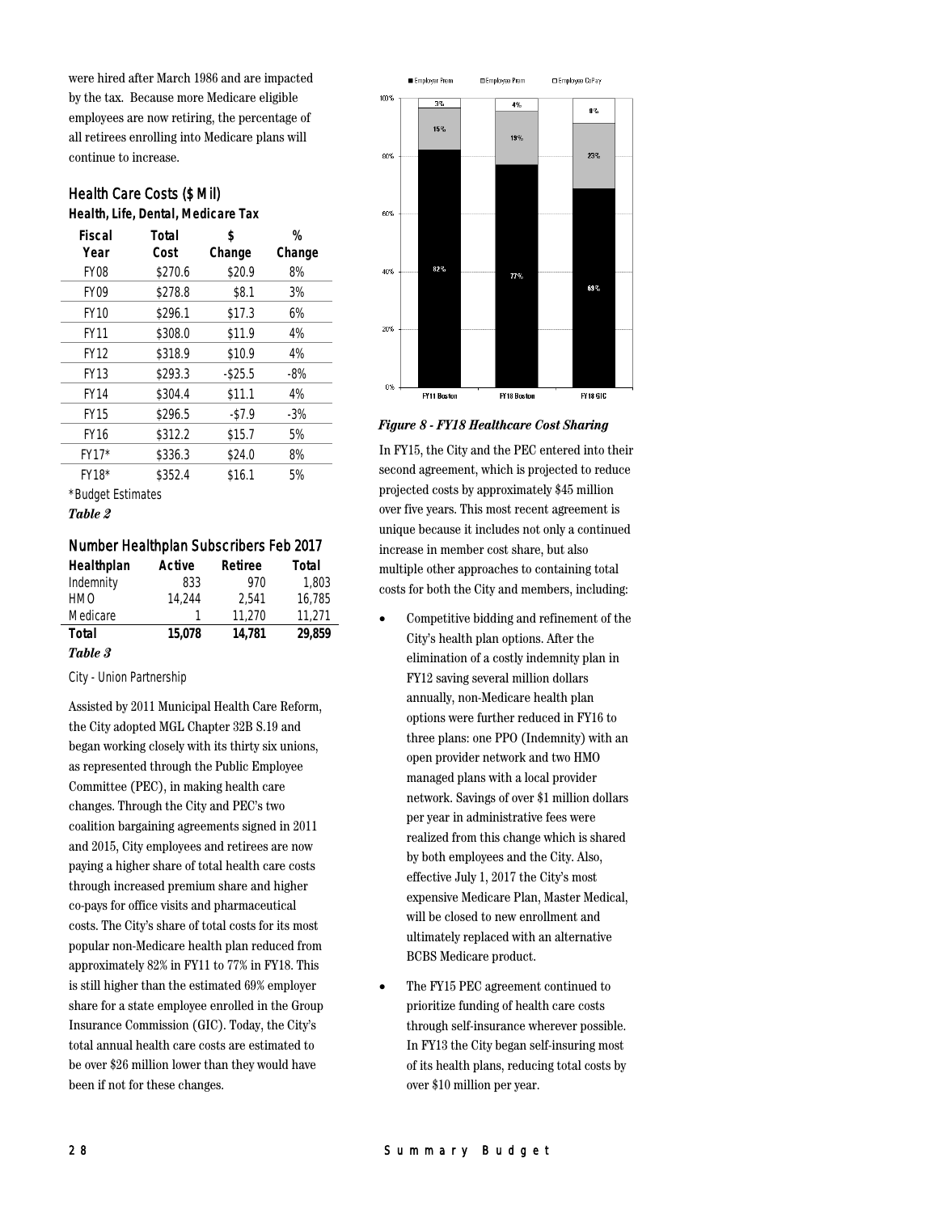were hired after March 1986 and are impacted by the tax. Because more Medicare eligible employees are now retiring, the percentage of all retirees enrolling into Medicare plans will continue to increase.

## Health Care Costs ($ Mil)

**Health, Life, Dental, Medicare Tax**

| Fiscal Year | Total Cost | $ Change | % Change |
|---|---|---|---|
| FY08 | $270.6 | $20.9 | 8% |
| FY09 | $278.8 | $8.1 | 3% |
| FY10 | $296.1 | $17.3 | 6% |
| FY11 | $308.0 | $11.9 | 4% |
| FY12 | $318.9 | $10.9 | 4% |
| FY13 | $293.3 | -$25.5 | -8% |
| FY14 | $304.4 | $11.1 | 4% |
| FY15 | $296.5 | -$7.9 | -3% |
| FY16 | $312.2 | $15.7 | 5% |
| FY17* | $336.3 | $24.0 | 8% |
| FY18* | $352.4 | $16.1 | 5% |

*Budget Estimates

*Table 2*

## Number Healthplan Subscribers Feb 2017

| Healthplan | Active | Retiree | Total |
|---|---|---|---|
| Indemnity | 833 | 970 | 1,803 |
| HMO | 14,244 | 2,541 | 16,785 |
| Medicare | 1 | 11,270 | 11,271 |
| **Total** | **15,078** | **14,781** | **29,859** |

*Table 3*

City - Union Partnership

Assisted by 2011 Municipal Health Care Reform, the City adopted MGL Chapter 32B S.19 and began working closely with its thirty six unions, as represented through the Public Employee Committee (PEC), in making health care changes. Through the City and PEC's two coalition bargaining agreements signed in 2011 and 2015, City employees and retirees are now paying a higher share of total health care costs through increased premium share and higher co-pays for office visits and pharmaceutical costs. The City's share of total costs for its most popular non-Medicare health plan reduced from approximately 82% in FY11 to 77% in FY18. This is still higher than the estimated 69% employer share for a state employee enrolled in the Group Insurance Commission (GIC). Today, the City's total annual health care costs are estimated to be over $26 million lower than they would have been if not for these changes.

| | Employer Prem | Employee Prem | Employee CoPay |
|---|---|---|---|
| FY11 Boston | 82% | 15% | 3% |
| FY18 Boston | 77% | 19% | 4% |
| FY18 GIC | 69% | 23% | 8% |

*Figure 8 - FY18 Healthcare Cost Sharing*

In FY15, the City and the PEC entered into their second agreement, which is projected to reduce projected costs by approximately $45 million over five years. This most recent agreement is unique because it includes not only a continued increase in member cost share, but also multiple other approaches to containing total costs for both the City and members, including:

- Competitive bidding and refinement of the City's health plan options. After the elimination of a costly indemnity plan in FY12 saving several million dollars annually, non-Medicare health plan options were further reduced in FY16 to three plans: one PPO (Indemnity) with an open provider network and two HMO managed plans with a local provider network. Savings of over $1 million dollars per year in administrative fees were realized from this change which is shared by both employees and the City. Also, effective July 1, 2017 the City's most expensive Medicare Plan, Master Medical, will be closed to new enrollment and ultimately replaced with an alternative BCBS Medicare product.
- The FY15 PEC agreement continued to prioritize funding of health care costs through self-insurance wherever possible. In FY13 the City began self-insuring most of its health plans, reducing total costs by over $10 million per year.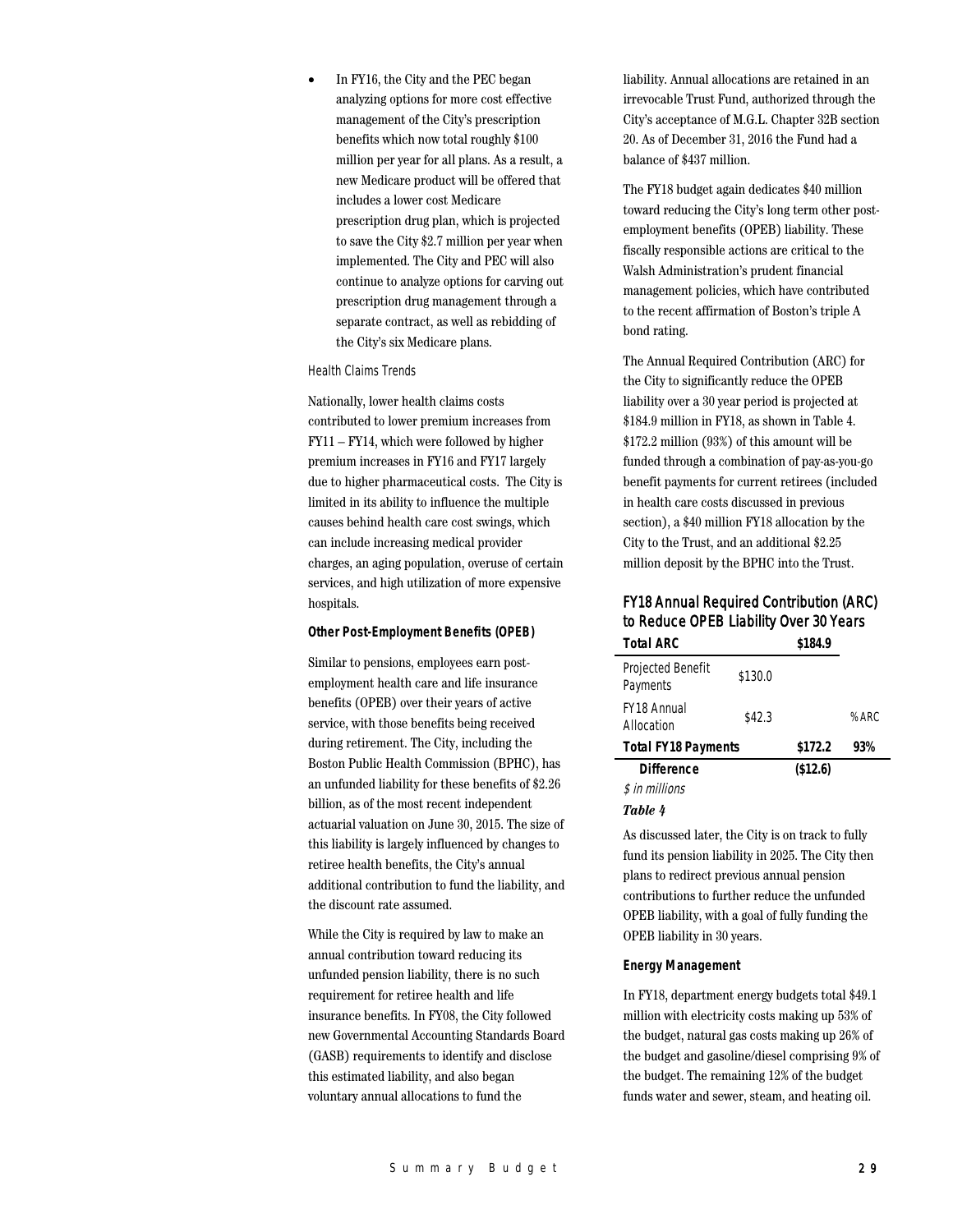- In FY16, the City and the PEC began analyzing options for more cost effective management of the City's prescription benefits which now total roughly $100 million per year for all plans. As a result, a new Medicare product will be offered that includes a lower cost Medicare prescription drug plan, which is projected to save the City $2.7 million per year when implemented. The City and PEC will also continue to analyze options for carving out prescription drug management through a separate contract, as well as rebidding of the City's six Medicare plans.

Health Claims Trends

Nationally, lower health claims costs contributed to lower premium increases from FY11 – FY14, which were followed by higher premium increases in FY16 and FY17 largely due to higher pharmaceutical costs. The City is limited in its ability to influence the multiple causes behind health care cost swings, which can include increasing medical provider charges, an aging population, overuse of certain services, and high utilization of more expensive hospitals.

#### Other Post-Employment Benefits (OPEB)

Similar to pensions, employees earn post-employment health care and life insurance benefits (OPEB) over their years of active service, with those benefits being received during retirement. The City, including the Boston Public Health Commission (BPHC), has an unfunded liability for these benefits of $2.26 billion, as of the most recent independent actuarial valuation on June 30, 2015. The size of this liability is largely influenced by changes to retiree health benefits, the City's annual additional contribution to fund the liability, and the discount rate assumed.

While the City is required by law to make an annual contribution toward reducing its unfunded pension liability, there is no such requirement for retiree health and life insurance benefits. In FY08, the City followed new Governmental Accounting Standards Board (GASB) requirements to identify and disclose this estimated liability, and also began voluntary annual allocations to fund the liability. Annual allocations are retained in an irrevocable Trust Fund, authorized through the City's acceptance of M.G.L. Chapter 32B section 20. As of December 31, 2016 the Fund had a balance of $437 million.

The FY18 budget again dedicates $40 million toward reducing the City's long term other post-employment benefits (OPEB) liability. These fiscally responsible actions are critical to the Walsh Administration's prudent financial management policies, which have contributed to the recent affirmation of Boston's triple A bond rating.

The Annual Required Contribution (ARC) for the City to significantly reduce the OPEB liability over a 30 year period is projected at $184.9 million in FY18, as shown in Table 4. $172.2 million (93%) of this amount will be funded through a combination of pay-as-you-go benefit payments for current retirees (included in health care costs discussed in previous section), a $40 million FY18 allocation by the City to the Trust, and an additional $2.25 million deposit by the BPHC into the Trust.

**FY18 Annual Required Contribution (ARC) to Reduce OPEB Liability Over 30 Years**

| **Total ARC** | | **$184.9** | |
|---|---|---|---|
| Projected Benefit Payments | $130.0 | | |
| FY18 Annual Allocation | $42.3 | | % ARC |
| **Total FY18 Payments** | | **$172.2** | **93%** |
| **Difference** | | **($12.6)** | |

*$ in millions*

***Table 4***

As discussed later, the City is on track to fully fund its pension liability in 2025. The City then plans to redirect previous annual pension contributions to further reduce the unfunded OPEB liability, with a goal of fully funding the OPEB liability in 30 years.

#### Energy Management

In FY18, department energy budgets total $49.1 million with electricity costs making up 53% of the budget, natural gas costs making up 26% of the budget and gasoline/diesel comprising 9% of the budget. The remaining 12% of the budget funds water and sewer, steam, and heating oil.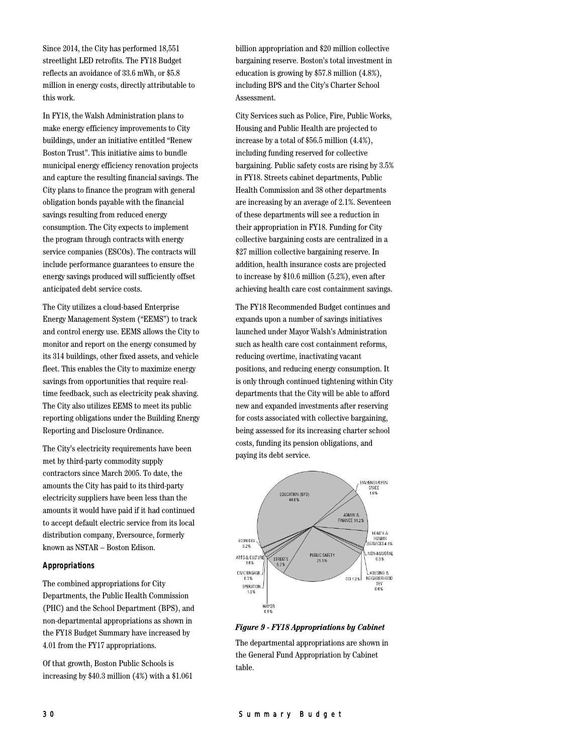Since 2014, the City has performed 18,551 streetlight LED retrofits. The FY18 Budget reflects an avoidance of 33.6 mWh, or $5.8 million in energy costs, directly attributable to this work.

In FY18, the Walsh Administration plans to make energy efficiency improvements to City buildings, under an initiative entitled "Renew Boston Trust". This initiative aims to bundle municipal energy efficiency renovation projects and capture the resulting financial savings. The City plans to finance the program with general obligation bonds payable with the financial savings resulting from reduced energy consumption. The City expects to implement the program through contracts with energy service companies (ESCOs). The contracts will include performance guarantees to ensure the energy savings produced will sufficiently offset anticipated debt service costs.

The City utilizes a cloud-based Enterprise Energy Management System ("EEMS") to track and control energy use. EEMS allows the City to monitor and report on the energy consumed by its 314 buildings, other fixed assets, and vehicle fleet. This enables the City to maximize energy savings from opportunities that require real-time feedback, such as electricity peak shaving. The City also utilizes EEMS to meet its public reporting obligations under the Building Energy Reporting and Disclosure Ordinance.

The City's electricity requirements have been met by third-party commodity supply contractors since March 2005. To date, the amounts the City has paid to its third-party electricity suppliers have been less than the amounts it would have paid if it had continued to accept default electric service from its local distribution company, Eversource, formerly known as NSTAR – Boston Edison.

#### Appropriations

The combined appropriations for City Departments, the Public Health Commission (PHC) and the School Department (BPS), and non-departmental appropriations as shown in the FY18 Budget Summary have increased by 4.01 from the FY17 appropriations.

Of that growth, Boston Public Schools is increasing by $40.3 million (4%) with a $1.061 billion appropriation and $20 million collective bargaining reserve. Boston's total investment in education is growing by $57.8 million (4.8%), including BPS and the City's Charter School Assessment.

City Services such as Police, Fire, Public Works, Housing and Public Health are projected to increase by a total of $56.5 million (4.4%), including funding reserved for collective bargaining. Public safety costs are rising by 3.5% in FY18. Streets cabinet departments, Public Health Commission and 38 other departments are increasing by an average of 2.1%. Seventeen of these departments will see a reduction in their appropriation in FY18. Funding for City collective bargaining costs are centralized in a $27 million collective bargaining reserve. In addition, health insurance costs are projected to increase by $10.6 million (5.2%), even after achieving health care cost containment savings.

The FY18 Recommended Budget continues and expands upon a number of savings initiatives launched under Mayor Walsh's Administration such as health care cost containment reforms, reducing overtime, inactivating vacant positions, and reducing energy consumption. It is only through continued tightening within City departments that the City will be able to afford new and expanded investments after reserving for costs associated with collective bargaining, being assessed for its increasing charter school costs, funding its pension obligations, and paying its debt service.

EDUCATION (BPS) 44.6%
ENV/ENGY/OPEN SPACE 1.8%
ADMIN & FINANCE 11.2%
HEALTH & HUMAN SERVICES 4.9%
NON-MAYORAL 0.3%
HOUSING & NEIGHBORHOOD DEV 0.6%
CIO 1.2%
PUBLIC SAFETY 25.5%
STREETS 6.2%
MAYOR 0.6%
OPERATION 1.0%
CIVIC ENGAGE 0.3%
ARTS & CULTURE 1.6%
ECON DEV 0.2%

***Figure 9 - FY18 Appropriations by Cabinet***

The departmental appropriations are shown in the General Fund Appropriation by Cabinet table.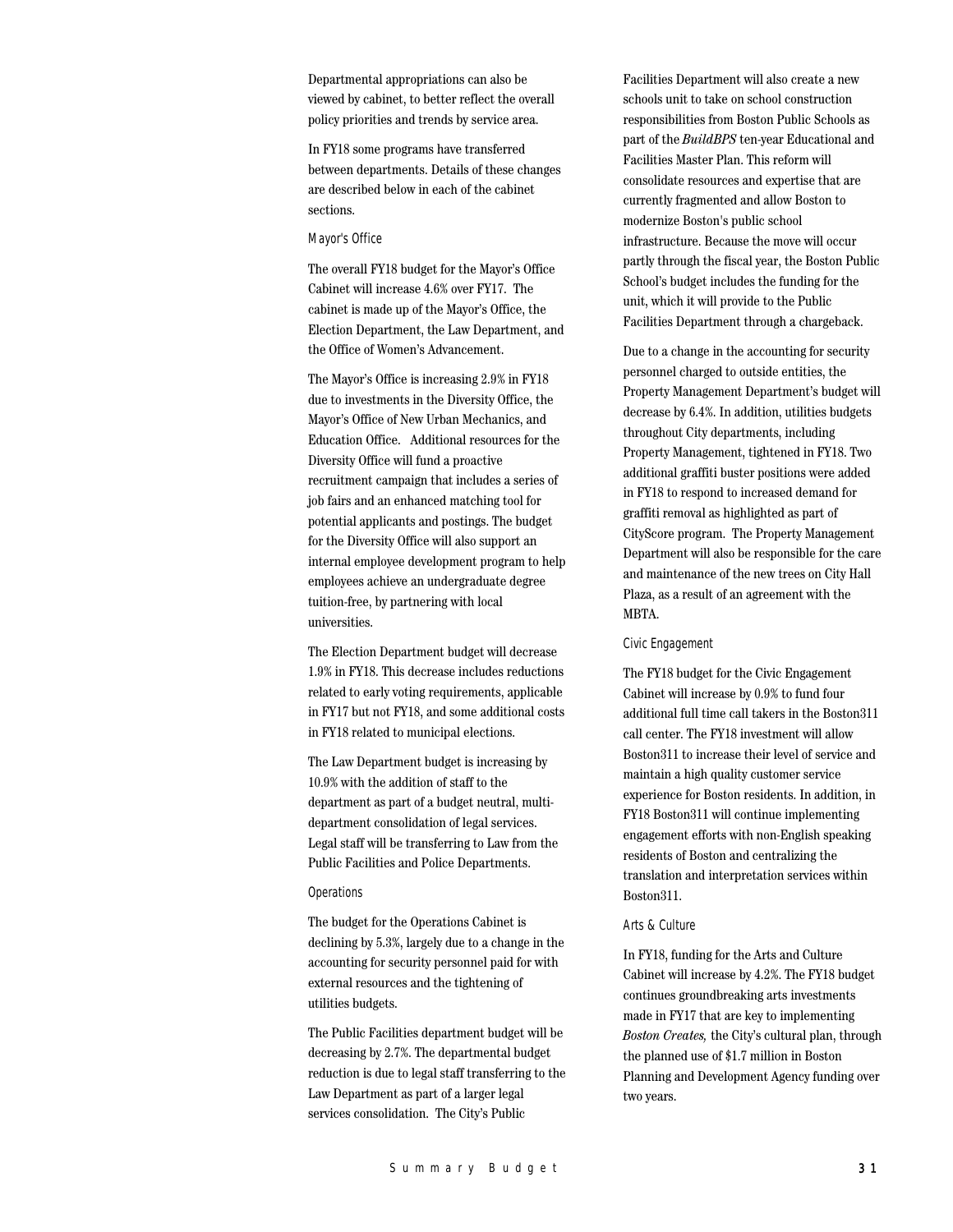Departmental appropriations can also be viewed by cabinet, to better reflect the overall policy priorities and trends by service area.

In FY18 some programs have transferred between departments. Details of these changes are described below in each of the cabinet sections.

### Mayor's Office

The overall FY18 budget for the Mayor's Office Cabinet will increase 4.6% over FY17. The cabinet is made up of the Mayor's Office, the Election Department, the Law Department, and the Office of Women's Advancement.

The Mayor's Office is increasing 2.9% in FY18 due to investments in the Diversity Office, the Mayor's Office of New Urban Mechanics, and Education Office. Additional resources for the Diversity Office will fund a proactive recruitment campaign that includes a series of job fairs and an enhanced matching tool for potential applicants and postings. The budget for the Diversity Office will also support an internal employee development program to help employees achieve an undergraduate degree tuition-free, by partnering with local universities.

The Election Department budget will decrease 1.9% in FY18. This decrease includes reductions related to early voting requirements, applicable in FY17 but not FY18, and some additional costs in FY18 related to municipal elections.

The Law Department budget is increasing by 10.9% with the addition of staff to the department as part of a budget neutral, multi-department consolidation of legal services. Legal staff will be transferring to Law from the Public Facilities and Police Departments.

### Operations

The budget for the Operations Cabinet is declining by 5.3%, largely due to a change in the accounting for security personnel paid for with external resources and the tightening of utilities budgets.

The Public Facilities department budget will be decreasing by 2.7%. The departmental budget reduction is due to legal staff transferring to the Law Department as part of a larger legal services consolidation. The City's Public Facilities Department will also create a new schools unit to take on school construction responsibilities from Boston Public Schools as part of the *BuildBPS* ten-year Educational and Facilities Master Plan. This reform will consolidate resources and expertise that are currently fragmented and allow Boston to modernize Boston's public school infrastructure. Because the move will occur partly through the fiscal year, the Boston Public School's budget includes the funding for the unit, which it will provide to the Public Facilities Department through a chargeback.

Due to a change in the accounting for security personnel charged to outside entities, the Property Management Department's budget will decrease by 6.4%. In addition, utilities budgets throughout City departments, including Property Management, tightened in FY18. Two additional graffiti buster positions were added in FY18 to respond to increased demand for graffiti removal as highlighted as part of CityScore program. The Property Management Department will also be responsible for the care and maintenance of the new trees on City Hall Plaza, as a result of an agreement with the MBTA.

### Civic Engagement

The FY18 budget for the Civic Engagement Cabinet will increase by 0.9% to fund four additional full time call takers in the Boston311 call center. The FY18 investment will allow Boston311 to increase their level of service and maintain a high quality customer service experience for Boston residents. In addition, in FY18 Boston311 will continue implementing engagement efforts with non-English speaking residents of Boston and centralizing the translation and interpretation services within Boston311.

### Arts & Culture

In FY18, funding for the Arts and Culture Cabinet will increase by 4.2%. The FY18 budget continues groundbreaking arts investments made in FY17 that are key to implementing *Boston Creates,* the City's cultural plan, through the planned use of $1.7 million in Boston Planning and Development Agency funding over two years.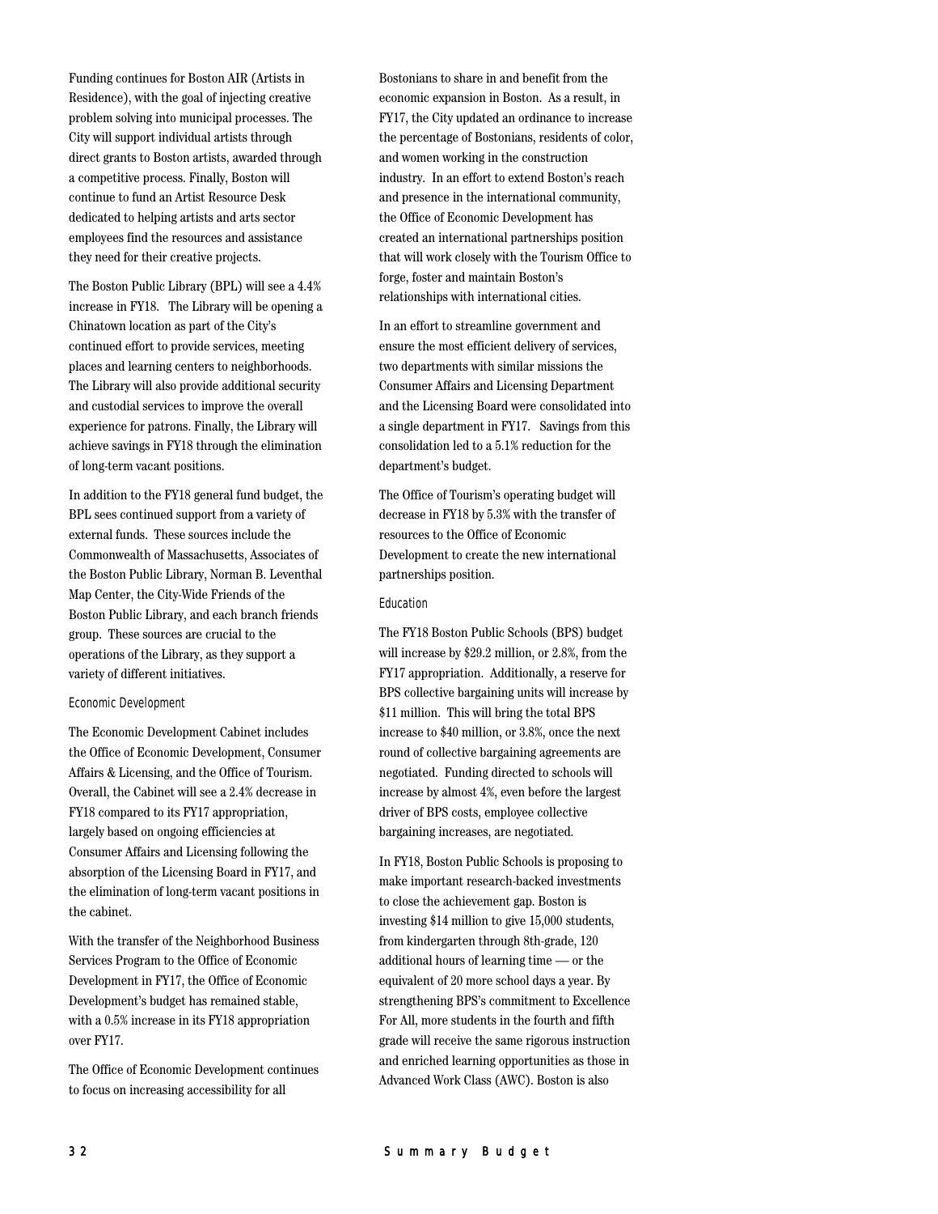Funding continues for Boston AIR (Artists in Residence), with the goal of injecting creative problem solving into municipal processes. The City will support individual artists through direct grants to Boston artists, awarded through a competitive process. Finally, Boston will continue to fund an Artist Resource Desk dedicated to helping artists and arts sector employees find the resources and assistance they need for their creative projects.

The Boston Public Library (BPL) will see a 4.4% increase in FY18. The Library will be opening a Chinatown location as part of the City's continued effort to provide services, meeting places and learning centers to neighborhoods. The Library will also provide additional security and custodial services to improve the overall experience for patrons. Finally, the Library will achieve savings in FY18 through the elimination of long-term vacant positions.

In addition to the FY18 general fund budget, the BPL sees continued support from a variety of external funds. These sources include the Commonwealth of Massachusetts, Associates of the Boston Public Library, Norman B. Leventhal Map Center, the City-Wide Friends of the Boston Public Library, and each branch friends group. These sources are crucial to the operations of the Library, as they support a variety of different initiatives.

### Economic Development

The Economic Development Cabinet includes the Office of Economic Development, Consumer Affairs & Licensing, and the Office of Tourism. Overall, the Cabinet will see a 2.4% decrease in FY18 compared to its FY17 appropriation, largely based on ongoing efficiencies at Consumer Affairs and Licensing following the absorption of the Licensing Board in FY17, and the elimination of long-term vacant positions in the cabinet.

With the transfer of the Neighborhood Business Services Program to the Office of Economic Development in FY17, the Office of Economic Development's budget has remained stable, with a 0.5% increase in its FY18 appropriation over FY17.

The Office of Economic Development continues to focus on increasing accessibility for all Bostonians to share in and benefit from the economic expansion in Boston. As a result, in FY17, the City updated an ordinance to increase the percentage of Bostonians, residents of color, and women working in the construction industry. In an effort to extend Boston's reach and presence in the international community, the Office of Economic Development has created an international partnerships position that will work closely with the Tourism Office to forge, foster and maintain Boston's relationships with international cities.

In an effort to streamline government and ensure the most efficient delivery of services, two departments with similar missions the Consumer Affairs and Licensing Department and the Licensing Board were consolidated into a single department in FY17. Savings from this consolidation led to a 5.1% reduction for the department's budget.

The Office of Tourism's operating budget will decrease in FY18 by 5.3% with the transfer of resources to the Office of Economic Development to create the new international partnerships position.

### Education

The FY18 Boston Public Schools (BPS) budget will increase by $29.2 million, or 2.8%, from the FY17 appropriation. Additionally, a reserve for BPS collective bargaining units will increase by $11 million. This will bring the total BPS increase to $40 million, or 3.8%, once the next round of collective bargaining agreements are negotiated. Funding directed to schools will increase by almost 4%, even before the largest driver of BPS costs, employee collective bargaining increases, are negotiated.

In FY18, Boston Public Schools is proposing to make important research-backed investments to close the achievement gap. Boston is investing $14 million to give 15,000 students, from kindergarten through 8th-grade, 120 additional hours of learning time — or the equivalent of 20 more school days a year. By strengthening BPS's commitment to Excellence For All, more students in the fourth and fifth grade will receive the same rigorous instruction and enriched learning opportunities as those in Advanced Work Class (AWC). Boston is also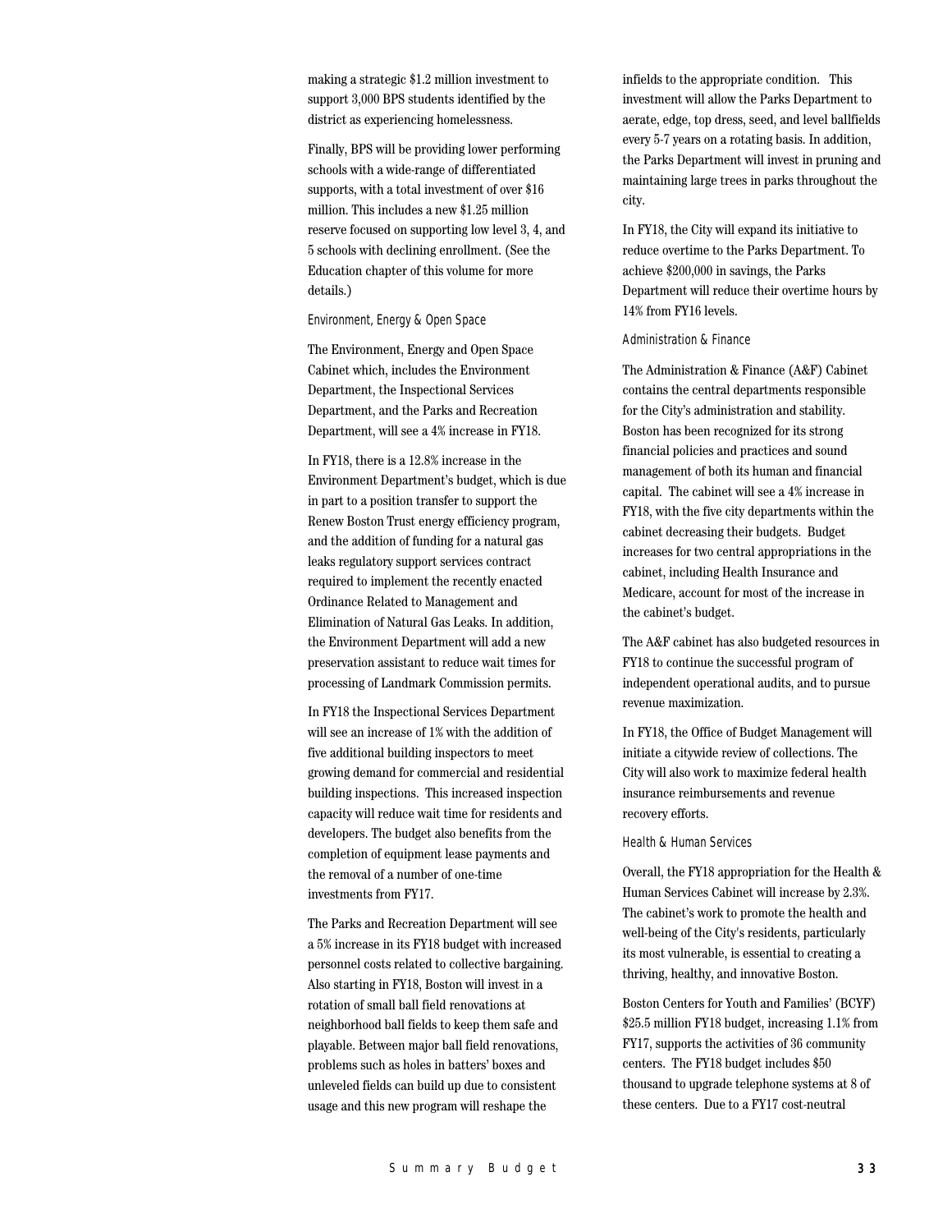making a strategic $1.2 million investment to support 3,000 BPS students identified by the district as experiencing homelessness.

Finally, BPS will be providing lower performing schools with a wide-range of differentiated supports, with a total investment of over $16 million. This includes a new $1.25 million reserve focused on supporting low level 3, 4, and 5 schools with declining enrollment. (See the Education chapter of this volume for more details.)

### Environment, Energy & Open Space

The Environment, Energy and Open Space Cabinet which, includes the Environment Department, the Inspectional Services Department, and the Parks and Recreation Department, will see a 4% increase in FY18.

In FY18, there is a 12.8% increase in the Environment Department's budget, which is due in part to a position transfer to support the Renew Boston Trust energy efficiency program, and the addition of funding for a natural gas leaks regulatory support services contract required to implement the recently enacted Ordinance Related to Management and Elimination of Natural Gas Leaks. In addition, the Environment Department will add a new preservation assistant to reduce wait times for processing of Landmark Commission permits.

In FY18 the Inspectional Services Department will see an increase of 1% with the addition of five additional building inspectors to meet growing demand for commercial and residential building inspections. This increased inspection capacity will reduce wait time for residents and developers. The budget also benefits from the completion of equipment lease payments and the removal of a number of one-time investments from FY17.

The Parks and Recreation Department will see a 5% increase in its FY18 budget with increased personnel costs related to collective bargaining. Also starting in FY18, Boston will invest in a rotation of small ball field renovations at neighborhood ball fields to keep them safe and playable. Between major ball field renovations, problems such as holes in batters' boxes and unleveled fields can build up due to consistent usage and this new program will reshape the infields to the appropriate condition. This investment will allow the Parks Department to aerate, edge, top dress, seed, and level ballfields every 5-7 years on a rotating basis. In addition, the Parks Department will invest in pruning and maintaining large trees in parks throughout the city.

In FY18, the City will expand its initiative to reduce overtime to the Parks Department. To achieve $200,000 in savings, the Parks Department will reduce their overtime hours by 14% from FY16 levels.

### Administration & Finance

The Administration & Finance (A&F) Cabinet contains the central departments responsible for the City's administration and stability. Boston has been recognized for its strong financial policies and practices and sound management of both its human and financial capital. The cabinet will see a 4% increase in FY18, with the five city departments within the cabinet decreasing their budgets. Budget increases for two central appropriations in the cabinet, including Health Insurance and Medicare, account for most of the increase in the cabinet's budget.

The A&F cabinet has also budgeted resources in FY18 to continue the successful program of independent operational audits, and to pursue revenue maximization.

In FY18, the Office of Budget Management will initiate a citywide review of collections. The City will also work to maximize federal health insurance reimbursements and revenue recovery efforts.

### Health & Human Services

Overall, the FY18 appropriation for the Health & Human Services Cabinet will increase by 2.3%. The cabinet's work to promote the health and well-being of the City's residents, particularly its most vulnerable, is essential to creating a thriving, healthy, and innovative Boston.

Boston Centers for Youth and Families' (BCYF) $25.5 million FY18 budget, increasing 1.1% from FY17, supports the activities of 36 community centers. The FY18 budget includes $50 thousand to upgrade telephone systems at 8 of these centers. Due to a FY17 cost-neutral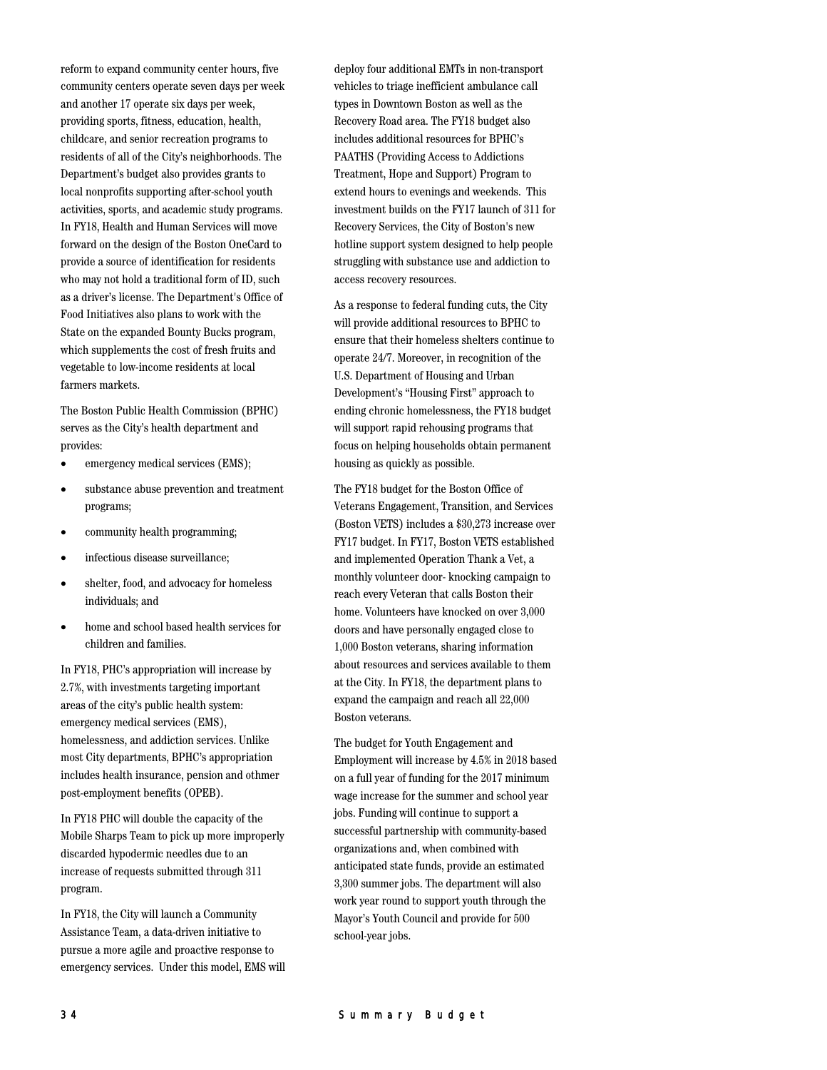reform to expand community center hours, five community centers operate seven days per week and another 17 operate six days per week, providing sports, fitness, education, health, childcare, and senior recreation programs to residents of all of the City's neighborhoods. The Department's budget also provides grants to local nonprofits supporting after-school youth activities, sports, and academic study programs. In FY18, Health and Human Services will move forward on the design of the Boston OneCard to provide a source of identification for residents who may not hold a traditional form of ID, such as a driver's license. The Department's Office of Food Initiatives also plans to work with the State on the expanded Bounty Bucks program, which supplements the cost of fresh fruits and vegetable to low-income residents at local farmers markets.

The Boston Public Health Commission (BPHC) serves as the City's health department and provides:

- emergency medical services (EMS);
- substance abuse prevention and treatment programs;
- community health programming;
- infectious disease surveillance;
- shelter, food, and advocacy for homeless individuals; and
- home and school based health services for children and families.

In FY18, PHC's appropriation will increase by 2.7%, with investments targeting important areas of the city's public health system: emergency medical services (EMS), homelessness, and addiction services. Unlike most City departments, BPHC's appropriation includes health insurance, pension and othmer post-employment benefits (OPEB).

In FY18 PHC will double the capacity of the Mobile Sharps Team to pick up more improperly discarded hypodermic needles due to an increase of requests submitted through 311 program.

In FY18, the City will launch a Community Assistance Team, a data-driven initiative to pursue a more agile and proactive response to emergency services. Under this model, EMS will deploy four additional EMTs in non-transport vehicles to triage inefficient ambulance call types in Downtown Boston as well as the Recovery Road area. The FY18 budget also includes additional resources for BPHC's PAATHS (Providing Access to Addictions Treatment, Hope and Support) Program to extend hours to evenings and weekends. This investment builds on the FY17 launch of 311 for Recovery Services, the City of Boston's new hotline support system designed to help people struggling with substance use and addiction to access recovery resources.

As a response to federal funding cuts, the City will provide additional resources to BPHC to ensure that their homeless shelters continue to operate 24/7. Moreover, in recognition of the U.S. Department of Housing and Urban Development's "Housing First" approach to ending chronic homelessness, the FY18 budget will support rapid rehousing programs that focus on helping households obtain permanent housing as quickly as possible.

The FY18 budget for the Boston Office of Veterans Engagement, Transition, and Services (Boston VETS) includes a $30,273 increase over FY17 budget. In FY17, Boston VETS established and implemented Operation Thank a Vet, a monthly volunteer door- knocking campaign to reach every Veteran that calls Boston their home. Volunteers have knocked on over 3,000 doors and have personally engaged close to 1,000 Boston veterans, sharing information about resources and services available to them at the City. In FY18, the department plans to expand the campaign and reach all 22,000 Boston veterans.

The budget for Youth Engagement and Employment will increase by 4.5% in 2018 based on a full year of funding for the 2017 minimum wage increase for the summer and school year jobs. Funding will continue to support a successful partnership with community-based organizations and, when combined with anticipated state funds, provide an estimated 3,300 summer jobs. The department will also work year round to support youth through the Mayor's Youth Council and provide for 500 school-year jobs.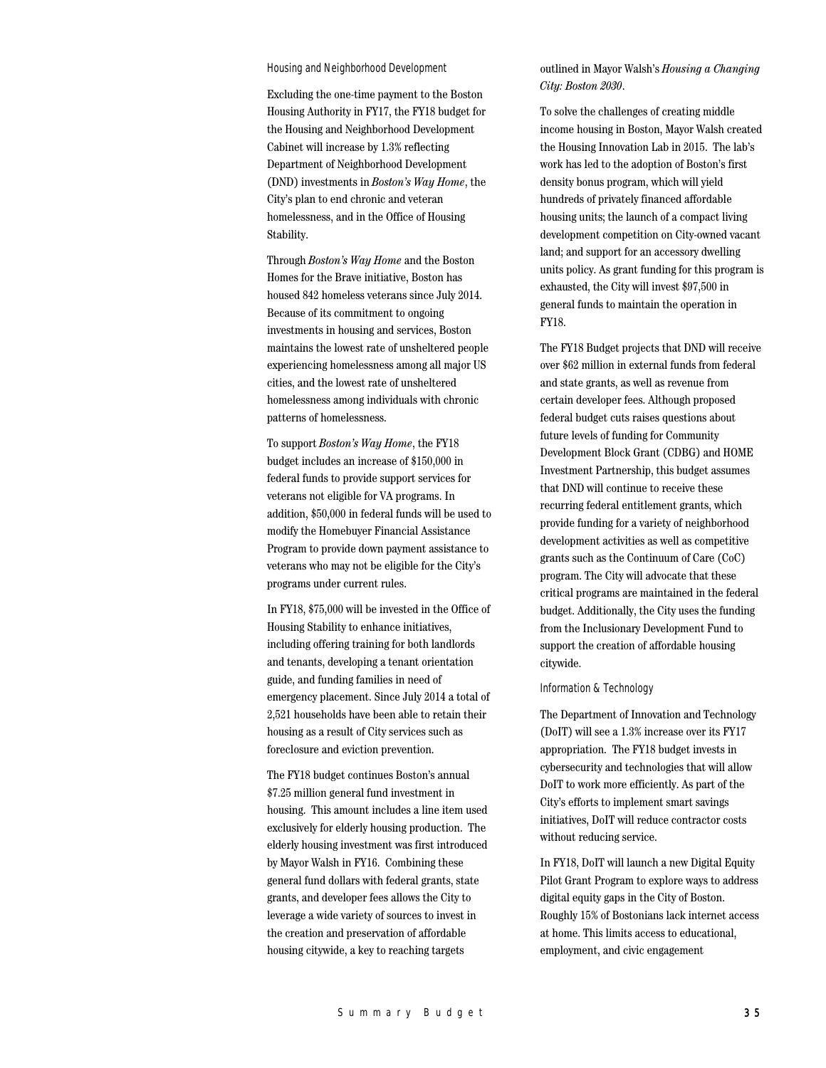### Housing and Neighborhood Development

Excluding the one-time payment to the Boston Housing Authority in FY17, the FY18 budget for the Housing and Neighborhood Development Cabinet will increase by 1.3% reflecting Department of Neighborhood Development (DND) investments in *Boston's Way Home*, the City's plan to end chronic and veteran homelessness, and in the Office of Housing Stability.

Through *Boston's Way Home* and the Boston Homes for the Brave initiative, Boston has housed 842 homeless veterans since July 2014. Because of its commitment to ongoing investments in housing and services, Boston maintains the lowest rate of unsheltered people experiencing homelessness among all major US cities, and the lowest rate of unsheltered homelessness among individuals with chronic patterns of homelessness.

To support *Boston's Way Home*, the FY18 budget includes an increase of $150,000 in federal funds to provide support services for veterans not eligible for VA programs. In addition, $50,000 in federal funds will be used to modify the Homebuyer Financial Assistance Program to provide down payment assistance to veterans who may not be eligible for the City's programs under current rules.

In FY18, $75,000 will be invested in the Office of Housing Stability to enhance initiatives, including offering training for both landlords and tenants, developing a tenant orientation guide, and funding families in need of emergency placement. Since July 2014 a total of 2,521 households have been able to retain their housing as a result of City services such as foreclosure and eviction prevention.

The FY18 budget continues Boston's annual $7.25 million general fund investment in housing. This amount includes a line item used exclusively for elderly housing production. The elderly housing investment was first introduced by Mayor Walsh in FY16. Combining these general fund dollars with federal grants, state grants, and developer fees allows the City to leverage a wide variety of sources to invest in the creation and preservation of affordable housing citywide, a key to reaching targets outlined in Mayor Walsh's *Housing a Changing City: Boston 2030*.

To solve the challenges of creating middle income housing in Boston, Mayor Walsh created the Housing Innovation Lab in 2015. The lab's work has led to the adoption of Boston's first density bonus program, which will yield hundreds of privately financed affordable housing units; the launch of a compact living development competition on City-owned vacant land; and support for an accessory dwelling units policy. As grant funding for this program is exhausted, the City will invest $97,500 in general funds to maintain the operation in FY18.

The FY18 Budget projects that DND will receive over $62 million in external funds from federal and state grants, as well as revenue from certain developer fees. Although proposed federal budget cuts raises questions about future levels of funding for Community Development Block Grant (CDBG) and HOME Investment Partnership, this budget assumes that DND will continue to receive these recurring federal entitlement grants, which provide funding for a variety of neighborhood development activities as well as competitive grants such as the Continuum of Care (CoC) program. The City will advocate that these critical programs are maintained in the federal budget. Additionally, the City uses the funding from the Inclusionary Development Fund to support the creation of affordable housing citywide.

### Information & Technology

The Department of Innovation and Technology (DoIT) will see a 1.3% increase over its FY17 appropriation. The FY18 budget invests in cybersecurity and technologies that will allow DoIT to work more efficiently. As part of the City's efforts to implement smart savings initiatives, DoIT will reduce contractor costs without reducing service.

In FY18, DoIT will launch a new Digital Equity Pilot Grant Program to explore ways to address digital equity gaps in the City of Boston. Roughly 15% of Bostonians lack internet access at home. This limits access to educational, employment, and civic engagement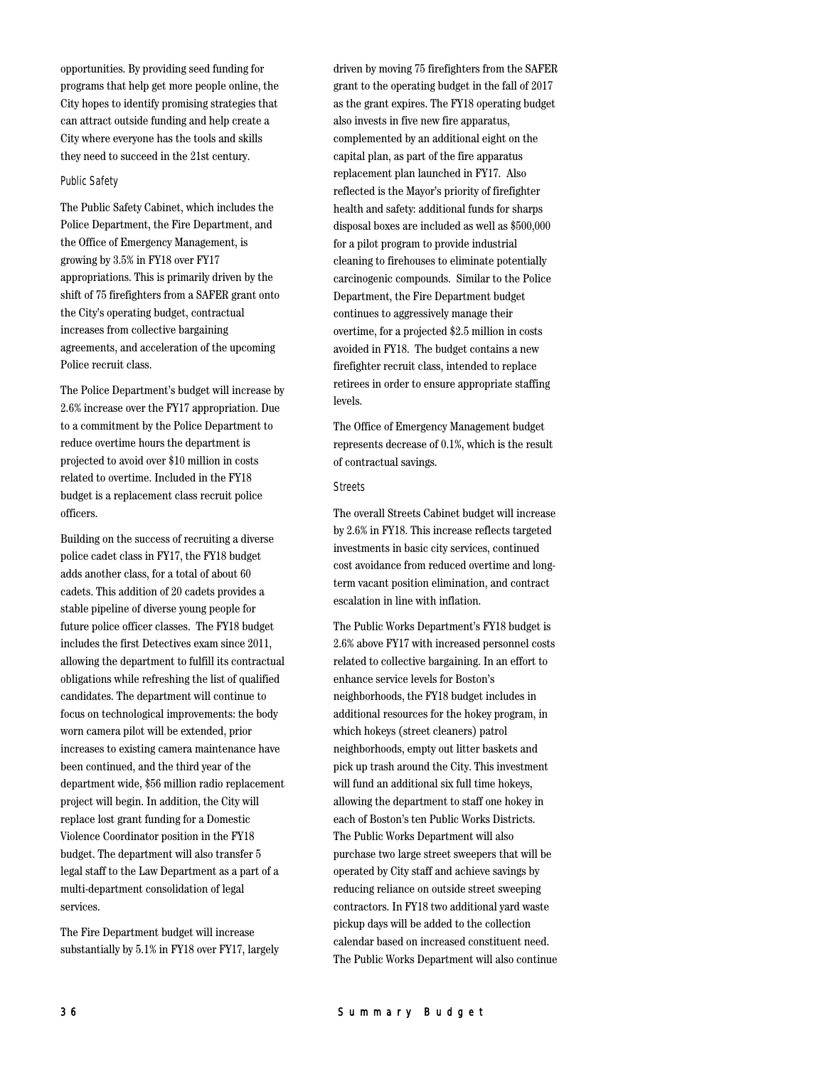opportunities. By providing seed funding for programs that help get more people online, the City hopes to identify promising strategies that can attract outside funding and help create a City where everyone has the tools and skills they need to succeed in the 21st century.

### Public Safety

The Public Safety Cabinet, which includes the Police Department, the Fire Department, and the Office of Emergency Management, is growing by 3.5% in FY18 over FY17 appropriations. This is primarily driven by the shift of 75 firefighters from a SAFER grant onto the City's operating budget, contractual increases from collective bargaining agreements, and acceleration of the upcoming Police recruit class.

The Police Department's budget will increase by 2.6% increase over the FY17 appropriation. Due to a commitment by the Police Department to reduce overtime hours the department is projected to avoid over $10 million in costs related to overtime. Included in the FY18 budget is a replacement class recruit police officers.

Building on the success of recruiting a diverse police cadet class in FY17, the FY18 budget adds another class, for a total of about 60 cadets. This addition of 20 cadets provides a stable pipeline of diverse young people for future police officer classes. The FY18 budget includes the first Detectives exam since 2011, allowing the department to fulfill its contractual obligations while refreshing the list of qualified candidates. The department will continue to focus on technological improvements: the body worn camera pilot will be extended, prior increases to existing camera maintenance have been continued, and the third year of the department wide, $56 million radio replacement project will begin. In addition, the City will replace lost grant funding for a Domestic Violence Coordinator position in the FY18 budget. The department will also transfer 5 legal staff to the Law Department as a part of a multi-department consolidation of legal services.

The Fire Department budget will increase substantially by 5.1% in FY18 over FY17, largely driven by moving 75 firefighters from the SAFER grant to the operating budget in the fall of 2017 as the grant expires. The FY18 operating budget also invests in five new fire apparatus, complemented by an additional eight on the capital plan, as part of the fire apparatus replacement plan launched in FY17. Also reflected is the Mayor's priority of firefighter health and safety: additional funds for sharps disposal boxes are included as well as $500,000 for a pilot program to provide industrial cleaning to firehouses to eliminate potentially carcinogenic compounds. Similar to the Police Department, the Fire Department budget continues to aggressively manage their overtime, for a projected $2.5 million in costs avoided in FY18. The budget contains a new firefighter recruit class, intended to replace retirees in order to ensure appropriate staffing levels.

The Office of Emergency Management budget represents decrease of 0.1%, which is the result of contractual savings.

### Streets

The overall Streets Cabinet budget will increase by 2.6% in FY18. This increase reflects targeted investments in basic city services, continued cost avoidance from reduced overtime and long-term vacant position elimination, and contract escalation in line with inflation.

The Public Works Department's FY18 budget is 2.6% above FY17 with increased personnel costs related to collective bargaining. In an effort to enhance service levels for Boston's neighborhoods, the FY18 budget includes in additional resources for the hokey program, in which hokeys (street cleaners) patrol neighborhoods, empty out litter baskets and pick up trash around the City. This investment will fund an additional six full time hokeys, allowing the department to staff one hokey in each of Boston's ten Public Works Districts. The Public Works Department will also purchase two large street sweepers that will be operated by City staff and achieve savings by reducing reliance on outside street sweeping contractors. In FY18 two additional yard waste pickup days will be added to the collection calendar based on increased constituent need. The Public Works Department will also continue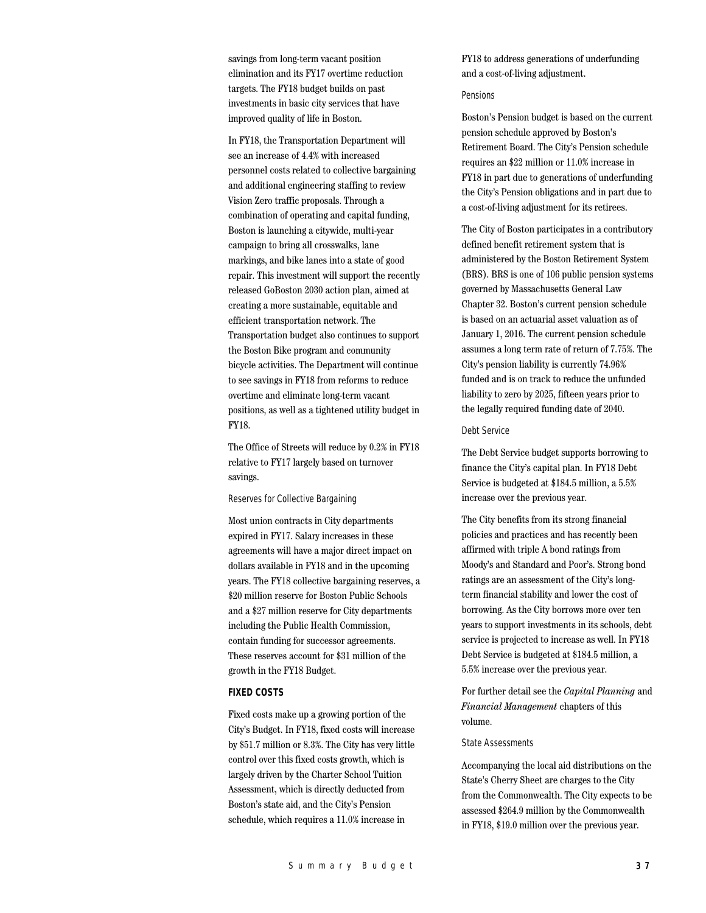savings from long-term vacant position elimination and its FY17 overtime reduction targets. The FY18 budget builds on past investments in basic city services that have improved quality of life in Boston.

In FY18, the Transportation Department will see an increase of 4.4% with increased personnel costs related to collective bargaining and additional engineering staffing to review Vision Zero traffic proposals. Through a combination of operating and capital funding, Boston is launching a citywide, multi-year campaign to bring all crosswalks, lane markings, and bike lanes into a state of good repair. This investment will support the recently released GoBoston 2030 action plan, aimed at creating a more sustainable, equitable and efficient transportation network. The Transportation budget also continues to support the Boston Bike program and community bicycle activities. The Department will continue to see savings in FY18 from reforms to reduce overtime and eliminate long-term vacant positions, as well as a tightened utility budget in FY18.

The Office of Streets will reduce by 0.2% in FY18 relative to FY17 largely based on turnover savings.

#### Reserves for Collective Bargaining

Most union contracts in City departments expired in FY17. Salary increases in these agreements will have a major direct impact on dollars available in FY18 and in the upcoming years. The FY18 collective bargaining reserves, a $20 million reserve for Boston Public Schools and a $27 million reserve for City departments including the Public Health Commission, contain funding for successor agreements. These reserves account for $31 million of the growth in the FY18 Budget.

### FIXED COSTS

Fixed costs make up a growing portion of the City's Budget. In FY18, fixed costs will increase by $51.7 million or 8.3%. The City has very little control over this fixed costs growth, which is largely driven by the Charter School Tuition Assessment, which is directly deducted from Boston's state aid, and the City's Pension schedule, which requires a 11.0% increase in FY18 to address generations of underfunding and a cost-of-living adjustment.

#### Pensions

Boston's Pension budget is based on the current pension schedule approved by Boston's Retirement Board. The City's Pension schedule requires an $22 million or 11.0% increase in FY18 in part due to generations of underfunding the City's Pension obligations and in part due to a cost-of-living adjustment for its retirees.

The City of Boston participates in a contributory defined benefit retirement system that is administered by the Boston Retirement System (BRS). BRS is one of 106 public pension systems governed by Massachusetts General Law Chapter 32. Boston's current pension schedule is based on an actuarial asset valuation as of January 1, 2016. The current pension schedule assumes a long term rate of return of 7.75%. The City's pension liability is currently 74.96% funded and is on track to reduce the unfunded liability to zero by 2025, fifteen years prior to the legally required funding date of 2040.

#### Debt Service

The Debt Service budget supports borrowing to finance the City's capital plan. In FY18 Debt Service is budgeted at $184.5 million, a 5.5% increase over the previous year.

The City benefits from its strong financial policies and practices and has recently been affirmed with triple A bond ratings from Moody's and Standard and Poor's. Strong bond ratings are an assessment of the City's long-term financial stability and lower the cost of borrowing. As the City borrows more over ten years to support investments in its schools, debt service is projected to increase as well. In FY18 Debt Service is budgeted at $184.5 million, a 5.5% increase over the previous year.

For further detail see the *Capital Planning* and *Financial Management* chapters of this volume.

#### State Assessments

Accompanying the local aid distributions on the State's Cherry Sheet are charges to the City from the Commonwealth. The City expects to be assessed $264.9 million by the Commonwealth in FY18, $19.0 million over the previous year.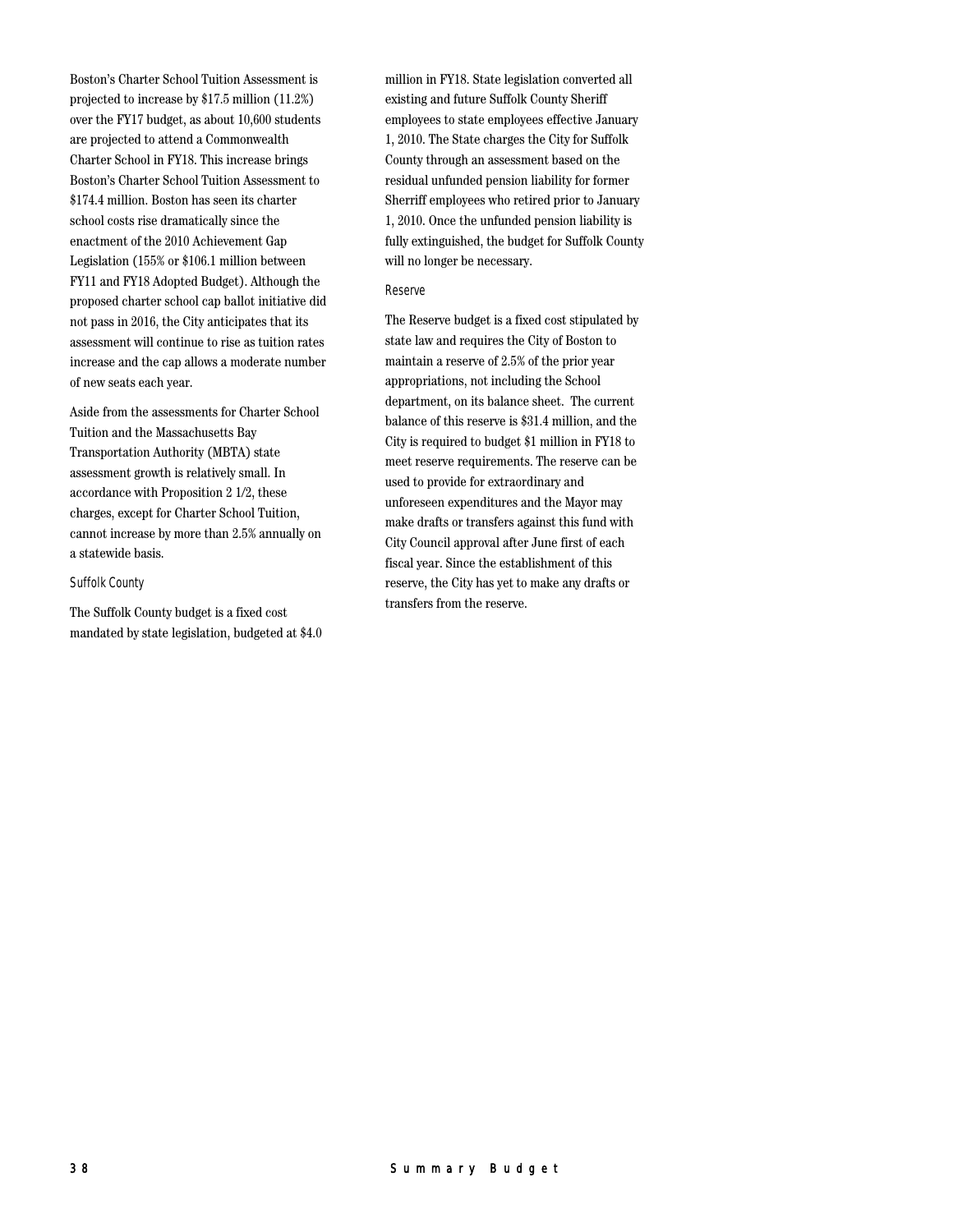Boston's Charter School Tuition Assessment is projected to increase by $17.5 million (11.2%) over the FY17 budget, as about 10,600 students are projected to attend a Commonwealth Charter School in FY18. This increase brings Boston's Charter School Tuition Assessment to $174.4 million. Boston has seen its charter school costs rise dramatically since the enactment of the 2010 Achievement Gap Legislation (155% or $106.1 million between FY11 and FY18 Adopted Budget). Although the proposed charter school cap ballot initiative did not pass in 2016, the City anticipates that its assessment will continue to rise as tuition rates increase and the cap allows a moderate number of new seats each year.

Aside from the assessments for Charter School Tuition and the Massachusetts Bay Transportation Authority (MBTA) state assessment growth is relatively small. In accordance with Proposition 2 1/2, these charges, except for Charter School Tuition, cannot increase by more than 2.5% annually on a statewide basis.

### Suffolk County

The Suffolk County budget is a fixed cost mandated by state legislation, budgeted at $4.0 million in FY18. State legislation converted all existing and future Suffolk County Sheriff employees to state employees effective January 1, 2010. The State charges the City for Suffolk County through an assessment based on the residual unfunded pension liability for former Sherriff employees who retired prior to January 1, 2010. Once the unfunded pension liability is fully extinguished, the budget for Suffolk County will no longer be necessary.

### Reserve

The Reserve budget is a fixed cost stipulated by state law and requires the City of Boston to maintain a reserve of 2.5% of the prior year appropriations, not including the School department, on its balance sheet. The current balance of this reserve is $31.4 million, and the City is required to budget $1 million in FY18 to meet reserve requirements. The reserve can be used to provide for extraordinary and unforeseen expenditures and the Mayor may make drafts or transfers against this fund with City Council approval after June first of each fiscal year. Since the establishment of this reserve, the City has yet to make any drafts or transfers from the reserve.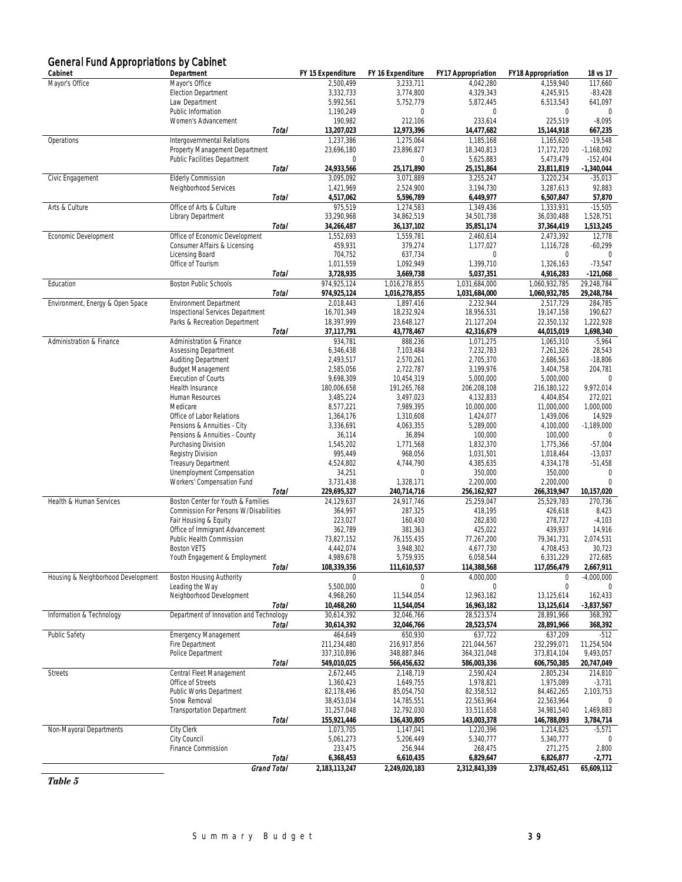## General Fund Appropriations by Cabinet

| Cabinet | Department | | FY 15 Expenditure | FY 16 Expenditure | FY17 Appropriation | FY18 Appropriation | 18 vs 17 |
|---|---|---|---|---|---|---|---|
| Mayor's Office | Mayor's Office | | 2,500,499 | 3,233,711 | 4,042,280 | 4,159,940 | 117,660 |
| | Election Department | | 3,332,733 | 3,774,800 | 4,329,343 | 4,245,915 | -83,428 |
| | Law Department | | 5,992,561 | 5,752,779 | 5,872,445 | 6,513,543 | 641,097 |
| | Public Information | | 1,190,249 | 0 | 0 | 0 | 0 |
| | Women's Advancement | | 190,982 | 212,106 | 233,614 | 225,519 | -8,095 |
| | | *Total* | **13,207,023** | **12,973,396** | **14,477,682** | **15,144,918** | **667,235** |
| Operations | Intergovernmental Relations | | 1,237,386 | 1,275,064 | 1,185,168 | 1,165,620 | -19,548 |
| | Property Management Department | | 23,696,180 | 23,896,827 | 18,340,813 | 17,172,720 | -1,168,092 |
| | Public Facilities Department | | 0 | 0 | 5,625,883 | 5,473,479 | -152,404 |
| | | *Total* | **24,933,566** | **25,171,890** | **25,151,864** | **23,811,819** | **-1,340,044** |
| Civic Engagement | Elderly Commission | | 3,095,092 | 3,071,889 | 3,255,247 | 3,220,234 | -35,013 |
| | Neighborhood Services | | 1,421,969 | 2,524,900 | 3,194,730 | 3,287,613 | 92,883 |
| | | *Total* | **4,517,062** | **5,596,789** | **6,449,977** | **6,507,847** | **57,870** |
| Arts & Culture | Office of Arts & Culture | | 975,519 | 1,274,583 | 1,349,436 | 1,333,931 | -15,505 |
| | Library Department | | 33,290,968 | 34,862,519 | 34,501,738 | 36,030,488 | 1,528,751 |
| | | *Total* | **34,266,487** | **36,137,102** | **35,851,174** | **37,364,419** | **1,513,245** |
| Economic Development | Office of Economic Development | | 1,552,693 | 1,559,781 | 2,460,614 | 2,473,392 | 12,778 |
| | Consumer Affairs & Licensing | | 459,931 | 379,274 | 1,177,027 | 1,116,728 | -60,299 |
| | Licensing Board | | 704,752 | 637,734 | 0 | 0 | 0 |
| | Office of Tourism | | 1,011,559 | 1,092,949 | 1,399,710 | 1,326,163 | -73,547 |
| | | *Total* | **3,728,935** | **3,669,738** | **5,037,351** | **4,916,283** | **-121,068** |
| Education | Boston Public Schools | | 974,925,124 | 1,016,278,855 | 1,031,684,000 | 1,060,932,785 | 29,248,784 |
| | | *Total* | **974,925,124** | **1,016,278,855** | **1,031,684,000** | **1,060,932,785** | **29,248,784** |
| Environment, Energy & Open Space | Environment Department | | 2,018,443 | 1,897,416 | 2,232,944 | 2,517,729 | 284,785 |
| | Inspectional Services Department | | 16,701,349 | 18,232,924 | 18,956,531 | 19,147,158 | 190,627 |
| | Parks & Recreation Department | | 18,397,999 | 23,648,127 | 21,127,204 | 22,350,132 | 1,222,928 |
| | | *Total* | **37,117,791** | **43,778,467** | **42,316,679** | **44,015,019** | **1,698,340** |
| Administration & Finance | Administration & Finance | | 934,781 | 888,236 | 1,071,275 | 1,065,310 | -5,964 |
| | Assessing Department | | 6,346,438 | 7,103,484 | 7,232,783 | 7,261,326 | 28,543 |
| | Auditing Department | | 2,493,517 | 2,570,261 | 2,705,370 | 2,686,563 | -18,806 |
| | Budget Management | | 2,585,056 | 2,722,787 | 3,199,976 | 3,404,758 | 204,781 |
| | Execution of Courts | | 9,698,309 | 10,454,319 | 5,000,000 | 5,000,000 | 0 |
| | Health Insurance | | 180,006,658 | 191,265,768 | 206,208,108 | 216,180,122 | 9,972,014 |
| | Human Resources | | 3,485,224 | 3,497,023 | 4,132,833 | 4,404,854 | 272,021 |
| | Medicare | | 8,577,221 | 7,989,395 | 10,000,000 | 11,000,000 | 1,000,000 |
| | Office of Labor Relations | | 1,364,176 | 1,310,608 | 1,424,077 | 1,439,006 | 14,929 |
| | Pensions & Annuities - City | | 3,336,691 | 4,063,355 | 5,289,000 | 4,100,000 | -1,189,000 |
| | Pensions & Annuities - County | | 36,114 | 36,894 | 100,000 | 100,000 | 0 |
| | Purchasing Division | | 1,545,202 | 1,771,568 | 1,832,370 | 1,775,366 | -57,004 |
| | Registry Division | | 995,449 | 968,056 | 1,031,501 | 1,018,464 | -13,037 |
| | Treasury Department | | 4,524,802 | 4,744,790 | 4,385,635 | 4,334,178 | -51,458 |
| | Unemployment Compensation | | 34,251 | 0 | 350,000 | 350,000 | 0 |
| | Workers' Compensation Fund | | 3,731,438 | 1,328,171 | 2,200,000 | 2,200,000 | 0 |
| | | *Total* | **229,695,327** | **240,714,716** | **256,162,927** | **266,319,947** | **10,157,020** |
| Health & Human Services | Boston Center for Youth & Families | | 24,129,637 | 24,917,746 | 25,259,047 | 25,529,783 | 270,736 |
| | Commission For Persons W/Disabilities | | 364,997 | 287,325 | 418,195 | 426,618 | 8,423 |
| | Fair Housing & Equity | | 223,027 | 160,430 | 282,830 | 278,727 | -4,103 |
| | Office of Immigrant Advancement | | 362,789 | 381,363 | 425,022 | 439,937 | 14,916 |
| | Public Health Commission | | 73,827,152 | 76,155,435 | 77,267,200 | 79,341,731 | 2,074,531 |
| | Boston VETS | | 4,442,074 | 3,948,302 | 4,677,730 | 4,708,453 | 30,723 |
| | Youth Engagement & Employment | | 4,989,678 | 5,759,935 | 6,058,544 | 6,331,229 | 272,685 |
| | | *Total* | **108,339,356** | **111,610,537** | **114,388,568** | **117,056,479** | **2,667,911** |
| Housing & Neighborhood Development | Boston Housing Authority | | 0 | 0 | 4,000,000 | 0 | -4,000,000 |
| | Leading the Way | | 5,500,000 | 0 | 0 | 0 | 0 |
| | Neighborhood Development | | 4,968,260 | 11,544,054 | 12,963,182 | 13,125,614 | 162,433 |
| | | *Total* | **10,468,260** | **11,544,054** | **16,963,182** | **13,125,614** | **-3,837,567** |
| Information & Technology | Department of Innovation and Technology | | 30,614,392 | 32,046,766 | 28,523,574 | 28,891,966 | 368,392 |
| | | *Total* | **30,614,392** | **32,046,766** | **28,523,574** | **28,891,966** | **368,392** |
| Public Safety | Emergency Management | | 464,649 | 650,930 | 637,722 | 637,209 | -512 |
| | Fire Department | | 211,234,480 | 216,917,856 | 221,044,567 | 232,299,071 | 11,254,504 |
| | Police Department | | 337,310,896 | 348,887,846 | 364,321,048 | 373,814,104 | 9,493,057 |
| | | *Total* | **549,010,025** | **566,456,632** | **586,003,336** | **606,750,385** | **20,747,049** |
| Streets | Central Fleet Management | | 2,672,445 | 2,148,719 | 2,590,424 | 2,805,234 | 214,810 |
| | Office of Streets | | 1,360,423 | 1,649,755 | 1,978,821 | 1,975,089 | -3,731 |
| | Public Works Department | | 82,178,496 | 85,054,750 | 82,358,512 | 84,462,265 | 2,103,753 |
| | Snow Removal | | 38,453,034 | 14,785,551 | 22,563,964 | 22,563,964 | 0 |
| | Transportation Department | | 31,257,048 | 32,792,030 | 33,511,658 | 34,981,540 | 1,469,883 |
| | | *Total* | **155,921,446** | **136,430,805** | **143,003,378** | **146,788,093** | **3,784,714** |
| Non-Mayoral Departments | City Clerk | | 1,073,705 | 1,147,041 | 1,220,396 | 1,214,825 | -5,571 |
| | City Council | | 5,061,273 | 5,206,449 | 5,340,777 | 5,340,777 | 0 |
| | Finance Commission | | 233,475 | 256,944 | 268,475 | 271,275 | 2,800 |
| | | *Total* | **6,368,453** | **6,610,435** | **6,829,647** | **6,826,877** | **-2,771** |
| | | *Grand Total* | **2,183,113,247** | **2,249,020,183** | **2,312,843,339** | **2,378,452,451** | **65,609,112** |

***Table 5***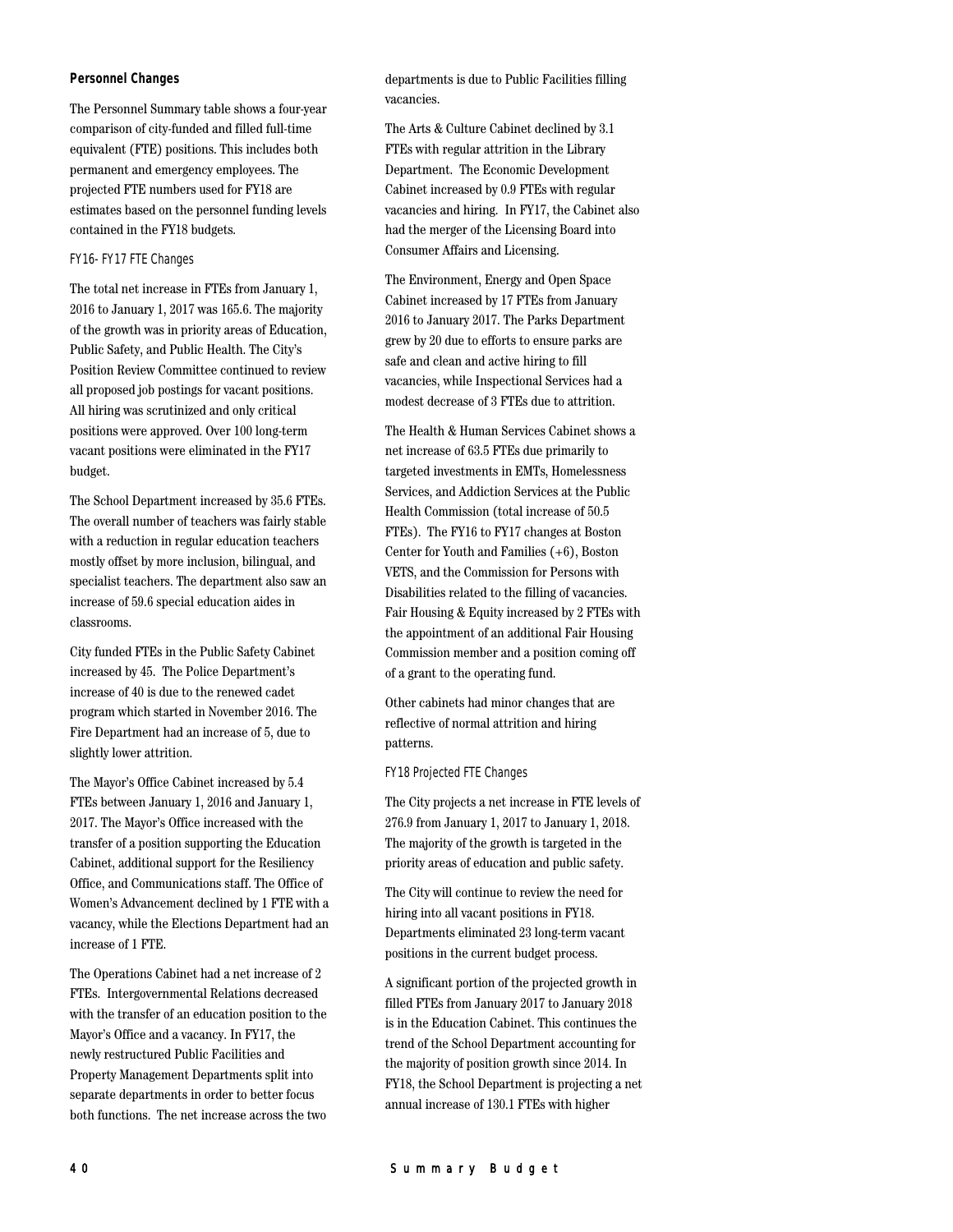## Personnel Changes

The Personnel Summary table shows a four-year comparison of city-funded and filled full-time equivalent (FTE) positions. This includes both permanent and emergency employees. The projected FTE numbers used for FY18 are estimates based on the personnel funding levels contained in the FY18 budgets.

### FY16- FY17 FTE Changes

The total net increase in FTEs from January 1, 2016 to January 1, 2017 was 165.6. The majority of the growth was in priority areas of Education, Public Safety, and Public Health. The City's Position Review Committee continued to review all proposed job postings for vacant positions. All hiring was scrutinized and only critical positions were approved. Over 100 long-term vacant positions were eliminated in the FY17 budget.

The School Department increased by 35.6 FTEs. The overall number of teachers was fairly stable with a reduction in regular education teachers mostly offset by more inclusion, bilingual, and specialist teachers. The department also saw an increase of 59.6 special education aides in classrooms.

City funded FTEs in the Public Safety Cabinet increased by 45. The Police Department's increase of 40 is due to the renewed cadet program which started in November 2016. The Fire Department had an increase of 5, due to slightly lower attrition.

The Mayor's Office Cabinet increased by 5.4 FTEs between January 1, 2016 and January 1, 2017. The Mayor's Office increased with the transfer of a position supporting the Education Cabinet, additional support for the Resiliency Office, and Communications staff. The Office of Women's Advancement declined by 1 FTE with a vacancy, while the Elections Department had an increase of 1 FTE.

The Operations Cabinet had a net increase of 2 FTEs. Intergovernmental Relations decreased with the transfer of an education position to the Mayor's Office and a vacancy. In FY17, the newly restructured Public Facilities and Property Management Departments split into separate departments in order to better focus both functions. The net increase across the two departments is due to Public Facilities filling vacancies.

The Arts & Culture Cabinet declined by 3.1 FTEs with regular attrition in the Library Department. The Economic Development Cabinet increased by 0.9 FTEs with regular vacancies and hiring. In FY17, the Cabinet also had the merger of the Licensing Board into Consumer Affairs and Licensing.

The Environment, Energy and Open Space Cabinet increased by 17 FTEs from January 2016 to January 2017. The Parks Department grew by 20 due to efforts to ensure parks are safe and clean and active hiring to fill vacancies, while Inspectional Services had a modest decrease of 3 FTEs due to attrition.

The Health & Human Services Cabinet shows a net increase of 63.5 FTEs due primarily to targeted investments in EMTs, Homelessness Services, and Addiction Services at the Public Health Commission (total increase of 50.5 FTEs). The FY16 to FY17 changes at Boston Center for Youth and Families (+6), Boston VETS, and the Commission for Persons with Disabilities related to the filling of vacancies. Fair Housing & Equity increased by 2 FTEs with the appointment of an additional Fair Housing Commission member and a position coming off of a grant to the operating fund.

Other cabinets had minor changes that are reflective of normal attrition and hiring patterns.

### FY18 Projected FTE Changes

The City projects a net increase in FTE levels of 276.9 from January 1, 2017 to January 1, 2018. The majority of the growth is targeted in the priority areas of education and public safety.

The City will continue to review the need for hiring into all vacant positions in FY18. Departments eliminated 23 long-term vacant positions in the current budget process.

A significant portion of the projected growth in filled FTEs from January 2017 to January 2018 is in the Education Cabinet. This continues the trend of the School Department accounting for the majority of position growth since 2014. In FY18, the School Department is projecting a net annual increase of 130.1 FTEs with higher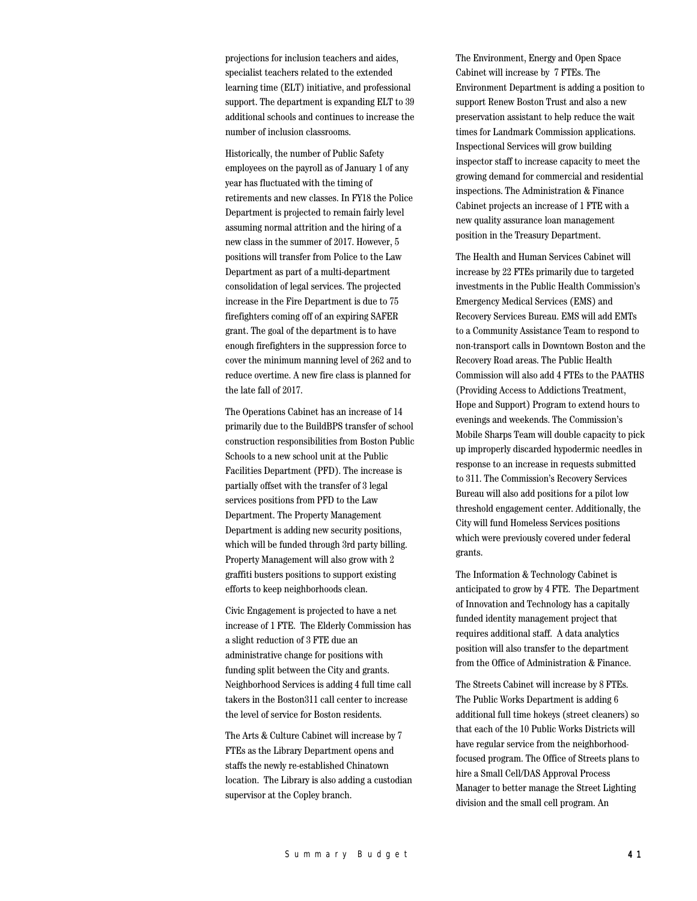projections for inclusion teachers and aides, specialist teachers related to the extended learning time (ELT) initiative, and professional support. The department is expanding ELT to 39 additional schools and continues to increase the number of inclusion classrooms.

Historically, the number of Public Safety employees on the payroll as of January 1 of any year has fluctuated with the timing of retirements and new classes. In FY18 the Police Department is projected to remain fairly level assuming normal attrition and the hiring of a new class in the summer of 2017. However, 5 positions will transfer from Police to the Law Department as part of a multi-department consolidation of legal services. The projected increase in the Fire Department is due to 75 firefighters coming off of an expiring SAFER grant. The goal of the department is to have enough firefighters in the suppression force to cover the minimum manning level of 262 and to reduce overtime. A new fire class is planned for the late fall of 2017.

The Operations Cabinet has an increase of 14 primarily due to the BuildBPS transfer of school construction responsibilities from Boston Public Schools to a new school unit at the Public Facilities Department (PFD). The increase is partially offset with the transfer of 3 legal services positions from PFD to the Law Department. The Property Management Department is adding new security positions, which will be funded through 3rd party billing. Property Management will also grow with 2 graffiti busters positions to support existing efforts to keep neighborhoods clean.

Civic Engagement is projected to have a net increase of 1 FTE. The Elderly Commission has a slight reduction of 3 FTE due an administrative change for positions with funding split between the City and grants. Neighborhood Services is adding 4 full time call takers in the Boston311 call center to increase the level of service for Boston residents.

The Arts & Culture Cabinet will increase by 7 FTEs as the Library Department opens and staffs the newly re-established Chinatown location. The Library is also adding a custodian supervisor at the Copley branch.

The Environment, Energy and Open Space Cabinet will increase by 7 FTEs. The Environment Department is adding a position to support Renew Boston Trust and also a new preservation assistant to help reduce the wait times for Landmark Commission applications. Inspectional Services will grow building inspector staff to increase capacity to meet the growing demand for commercial and residential inspections. The Administration & Finance Cabinet projects an increase of 1 FTE with a new quality assurance loan management position in the Treasury Department.

The Health and Human Services Cabinet will increase by 22 FTEs primarily due to targeted investments in the Public Health Commission's Emergency Medical Services (EMS) and Recovery Services Bureau. EMS will add EMTs to a Community Assistance Team to respond to non-transport calls in Downtown Boston and the Recovery Road areas. The Public Health Commission will also add 4 FTEs to the PAATHS (Providing Access to Addictions Treatment, Hope and Support) Program to extend hours to evenings and weekends. The Commission's Mobile Sharps Team will double capacity to pick up improperly discarded hypodermic needles in response to an increase in requests submitted to 311. The Commission's Recovery Services Bureau will also add positions for a pilot low threshold engagement center. Additionally, the City will fund Homeless Services positions which were previously covered under federal grants.

The Information & Technology Cabinet is anticipated to grow by 4 FTE. The Department of Innovation and Technology has a capitally funded identity management project that requires additional staff. A data analytics position will also transfer to the department from the Office of Administration & Finance.

The Streets Cabinet will increase by 8 FTEs. The Public Works Department is adding 6 additional full time hokeys (street cleaners) so that each of the 10 Public Works Districts will have regular service from the neighborhood-focused program. The Office of Streets plans to hire a Small Cell/DAS Approval Process Manager to better manage the Street Lighting division and the small cell program. An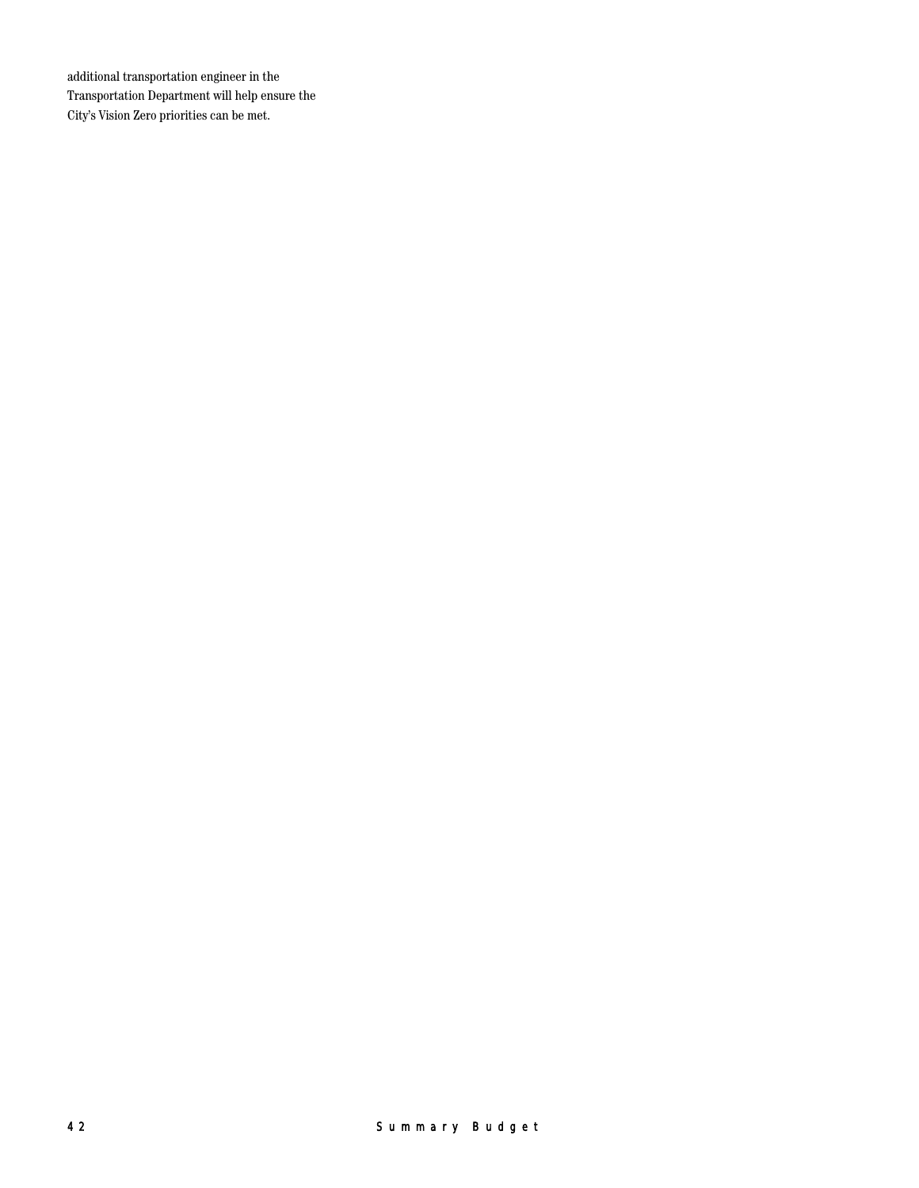additional transportation engineer in the Transportation Department will help ensure the City's Vision Zero priorities can be met.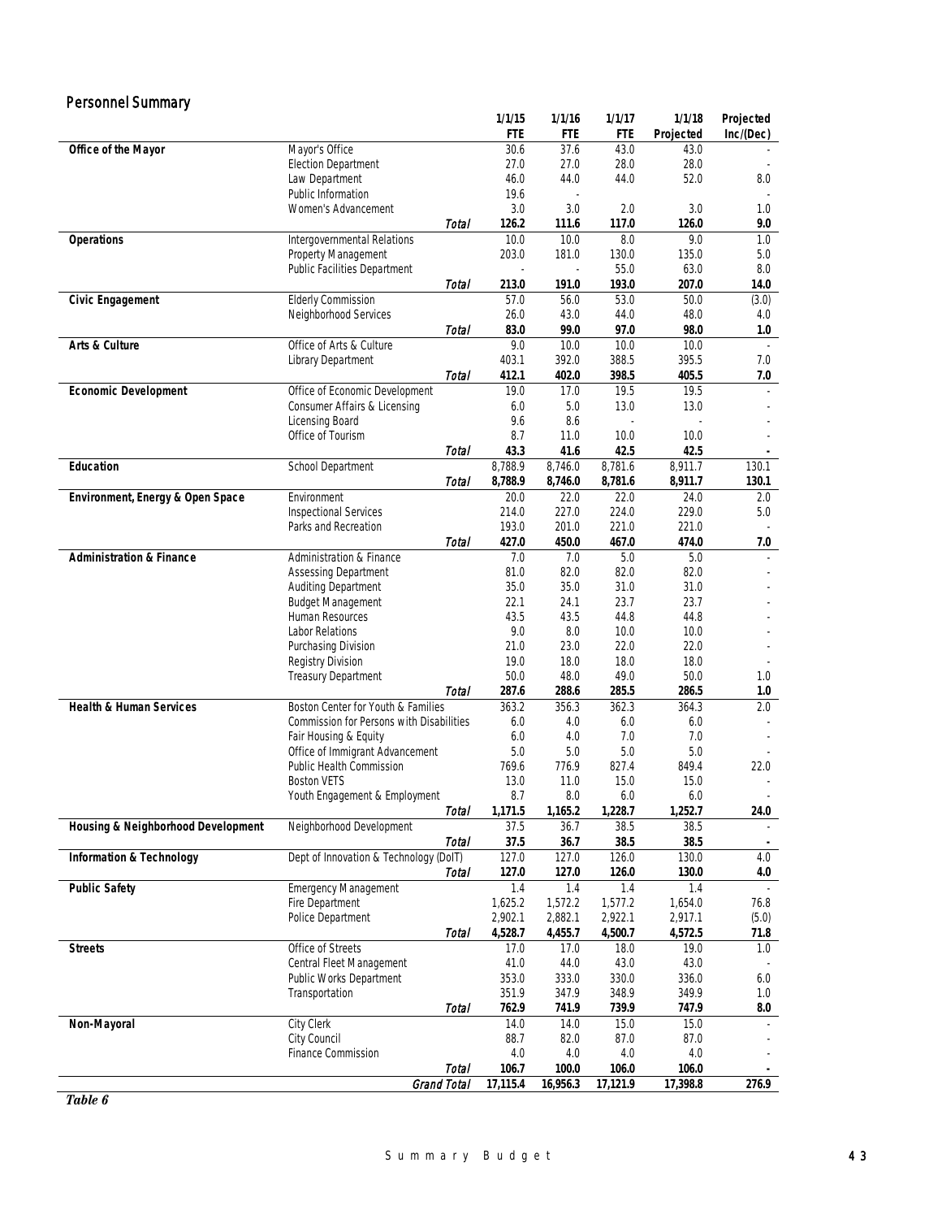## Personnel Summary

| | | | 1/1/15 FTE | 1/1/16 FTE | 1/1/17 FTE | 1/1/18 Projected | Projected Inc/(Dec) |
|---|---|---|---|---|---|---|---|
| **Office of the Mayor** | Mayor's Office | | 30.6 | 37.6 | 43.0 | 43.0 | - |
| | Election Department | | 27.0 | 27.0 | 28.0 | 28.0 | - |
| | Law Department | | 46.0 | 44.0 | 44.0 | 52.0 | 8.0 |
| | Public Information | | 19.6 | - | | | - |
| | Women's Advancement | | 3.0 | 3.0 | 2.0 | 3.0 | 1.0 |
| | | *Total* | **126.2** | **111.6** | **117.0** | **126.0** | **9.0** |
| **Operations** | Intergovernmental Relations | | 10.0 | 10.0 | 8.0 | 9.0 | 1.0 |
| | Property Management | | 203.0 | 181.0 | 130.0 | 135.0 | 5.0 |
| | Public Facilities Department | | - | - | 55.0 | 63.0 | 8.0 |
| | | *Total* | **213.0** | **191.0** | **193.0** | **207.0** | **14.0** |
| **Civic Engagement** | Elderly Commission | | 57.0 | 56.0 | 53.0 | 50.0 | (3.0) |
| | Neighborhood Services | | 26.0 | 43.0 | 44.0 | 48.0 | 4.0 |
| | | *Total* | **83.0** | **99.0** | **97.0** | **98.0** | **1.0** |
| **Arts & Culture** | Office of Arts & Culture | | 9.0 | 10.0 | 10.0 | 10.0 | - |
| | Library Department | | 403.1 | 392.0 | 388.5 | 395.5 | 7.0 |
| | | *Total* | **412.1** | **402.0** | **398.5** | **405.5** | **7.0** |
| **Economic Development** | Office of Economic Development | | 19.0 | 17.0 | 19.5 | 19.5 | - |
| | Consumer Affairs & Licensing | | 6.0 | 5.0 | 13.0 | 13.0 | - |
| | Licensing Board | | 9.6 | 8.6 | - | - | - |
| | Office of Tourism | | 8.7 | 11.0 | 10.0 | 10.0 | - |
| | | *Total* | **43.3** | **41.6** | **42.5** | **42.5** | **-** |
| **Education** | School Department | | 8,788.9 | 8,746.0 | 8,781.6 | 8,911.7 | 130.1 |
| | | *Total* | **8,788.9** | **8,746.0** | **8,781.6** | **8,911.7** | **130.1** |
| **Environment, Energy & Open Space** | Environment | | 20.0 | 22.0 | 22.0 | 24.0 | 2.0 |
| | Inspectional Services | | 214.0 | 227.0 | 224.0 | 229.0 | 5.0 |
| | Parks and Recreation | | 193.0 | 201.0 | 221.0 | 221.0 | - |
| | | *Total* | **427.0** | **450.0** | **467.0** | **474.0** | **7.0** |
| **Administration & Finance** | Administration & Finance | | 7.0 | 7.0 | 5.0 | 5.0 | - |
| | Assessing Department | | 81.0 | 82.0 | 82.0 | 82.0 | - |
| | Auditing Department | | 35.0 | 35.0 | 31.0 | 31.0 | - |
| | Budget Management | | 22.1 | 24.1 | 23.7 | 23.7 | - |
| | Human Resources | | 43.5 | 43.5 | 44.8 | 44.8 | - |
| | Labor Relations | | 9.0 | 8.0 | 10.0 | 10.0 | - |
| | Purchasing Division | | 21.0 | 23.0 | 22.0 | 22.0 | - |
| | Registry Division | | 19.0 | 18.0 | 18.0 | 18.0 | - |
| | Treasury Department | | 50.0 | 48.0 | 49.0 | 50.0 | 1.0 |
| | | *Total* | **287.6** | **288.6** | **285.5** | **286.5** | **1.0** |
| **Health & Human Services** | Boston Center for Youth & Families | | 363.2 | 356.3 | 362.3 | 364.3 | 2.0 |
| | Commission for Persons with Disabilities | | 6.0 | 4.0 | 6.0 | 6.0 | - |
| | Fair Housing & Equity | | 6.0 | 4.0 | 7.0 | 7.0 | - |
| | Office of Immigrant Advancement | | 5.0 | 5.0 | 5.0 | 5.0 | - |
| | Public Health Commission | | 769.6 | 776.9 | 827.4 | 849.4 | 22.0 |
| | Boston VETS | | 13.0 | 11.0 | 15.0 | 15.0 | - |
| | Youth Engagement & Employment | | 8.7 | 8.0 | 6.0 | 6.0 | - |
| | | *Total* | **1,171.5** | **1,165.2** | **1,228.7** | **1,252.7** | **24.0** |
| **Housing & Neighborhood Development** | Neighborhood Development | | 37.5 | 36.7 | 38.5 | 38.5 | - |
| | | *Total* | **37.5** | **36.7** | **38.5** | **38.5** | **-** |
| **Information & Technology** | Dept of Innovation & Technology (DoIT) | | 127.0 | 127.0 | 126.0 | 130.0 | 4.0 |
| | | *Total* | **127.0** | **127.0** | **126.0** | **130.0** | **4.0** |
| **Public Safety** | Emergency Management | | 1.4 | 1.4 | 1.4 | 1.4 | - |
| | Fire Department | | 1,625.2 | 1,572.2 | 1,577.2 | 1,654.0 | 76.8 |
| | Police Department | | 2,902.1 | 2,882.1 | 2,922.1 | 2,917.1 | (5.0) |
| | | *Total* | **4,528.7** | **4,455.7** | **4,500.7** | **4,572.5** | **71.8** |
| **Streets** | Office of Streets | | 17.0 | 17.0 | 18.0 | 19.0 | 1.0 |
| | Central Fleet Management | | 41.0 | 44.0 | 43.0 | 43.0 | - |
| | Public Works Department | | 353.0 | 333.0 | 330.0 | 336.0 | 6.0 |
| | Transportation | | 351.9 | 347.9 | 348.9 | 349.9 | 1.0 |
| | | *Total* | **762.9** | **741.9** | **739.9** | **747.9** | **8.0** |
| **Non-Mayoral** | City Clerk | | 14.0 | 14.0 | 15.0 | 15.0 | - |
| | City Council | | 88.7 | 82.0 | 87.0 | 87.0 | - |
| | Finance Commission | | 4.0 | 4.0 | 4.0 | 4.0 | - |
| | | *Total* | **106.7** | **100.0** | **106.0** | **106.0** | **-** |
| | | *Grand Total* | **17,115.4** | **16,956.3** | **17,121.9** | **17,398.8** | **276.9** |

*Table 6*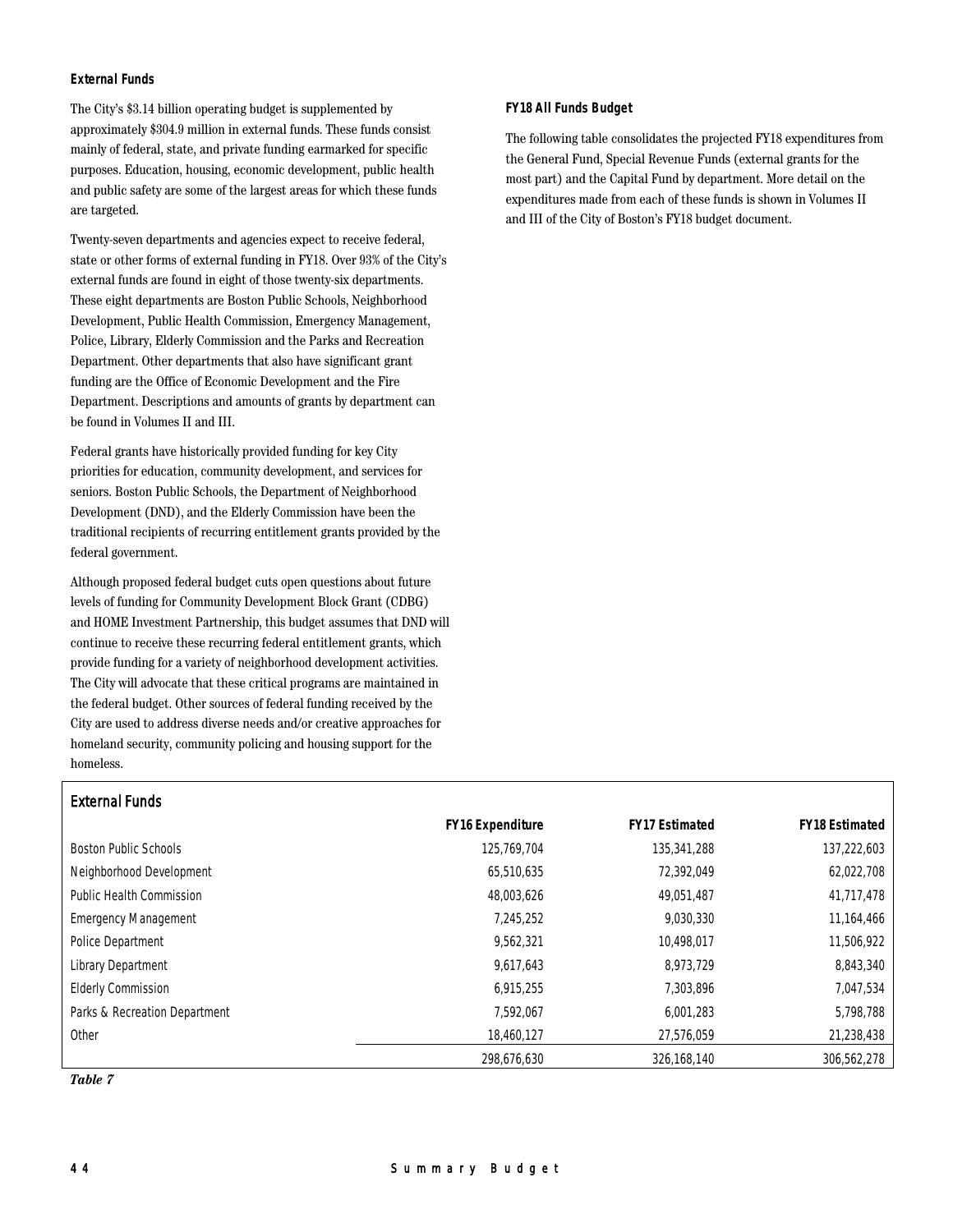### External Funds

The City's $3.14 billion operating budget is supplemented by approximately $304.9 million in external funds. These funds consist mainly of federal, state, and private funding earmarked for specific purposes. Education, housing, economic development, public health and public safety are some of the largest areas for which these funds are targeted.

Twenty-seven departments and agencies expect to receive federal, state or other forms of external funding in FY18. Over 93% of the City's external funds are found in eight of those twenty-six departments. These eight departments are Boston Public Schools, Neighborhood Development, Public Health Commission, Emergency Management, Police, Library, Elderly Commission and the Parks and Recreation Department. Other departments that also have significant grant funding are the Office of Economic Development and the Fire Department. Descriptions and amounts of grants by department can be found in Volumes II and III.

Federal grants have historically provided funding for key City priorities for education, community development, and services for seniors. Boston Public Schools, the Department of Neighborhood Development (DND), and the Elderly Commission have been the traditional recipients of recurring entitlement grants provided by the federal government.

Although proposed federal budget cuts open questions about future levels of funding for Community Development Block Grant (CDBG) and HOME Investment Partnership, this budget assumes that DND will continue to receive these recurring federal entitlement grants, which provide funding for a variety of neighborhood development activities. The City will advocate that these critical programs are maintained in the federal budget. Other sources of federal funding received by the City are used to address diverse needs and/or creative approaches for homeland security, community policing and housing support for the homeless.

### FY18 All Funds Budget

The following table consolidates the projected FY18 expenditures from the General Fund, Special Revenue Funds (external grants for the most part) and the Capital Fund by department. More detail on the expenditures made from each of these funds is shown in Volumes II and III of the City of Boston's FY18 budget document.

**External Funds**

| | FY16 Expenditure | FY17 Estimated | FY18 Estimated |
|---|---|---|---|
| Boston Public Schools | 125,769,704 | 135,341,288 | 137,222,603 |
| Neighborhood Development | 65,510,635 | 72,392,049 | 62,022,708 |
| Public Health Commission | 48,003,626 | 49,051,487 | 41,717,478 |
| Emergency Management | 7,245,252 | 9,030,330 | 11,164,466 |
| Police Department | 9,562,321 | 10,498,017 | 11,506,922 |
| Library Department | 9,617,643 | 8,973,729 | 8,843,340 |
| Elderly Commission | 6,915,255 | 7,303,896 | 7,047,534 |
| Parks & Recreation Department | 7,592,067 | 6,001,283 | 5,798,788 |
| Other | 18,460,127 | 27,576,059 | 21,238,438 |
| | 298,676,630 | 326,168,140 | 306,562,278 |

*Table 7*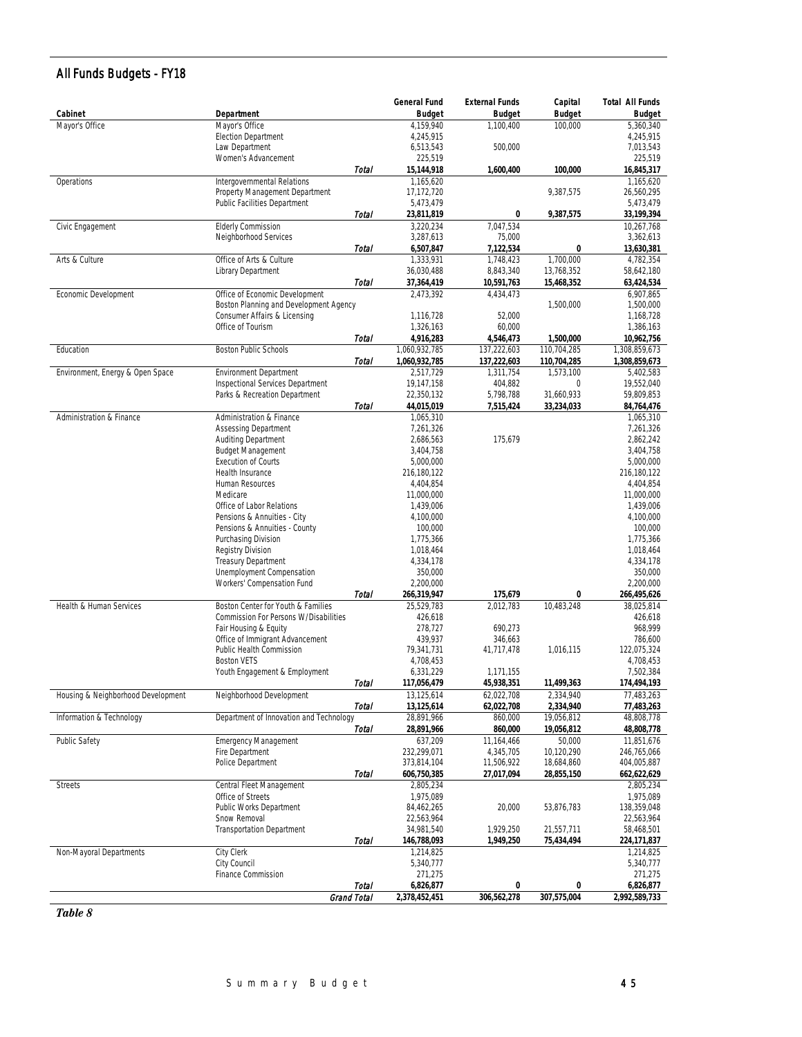## All Funds Budgets - FY18

| Cabinet | Department | General Fund Budget | External Funds Budget | Capital Budget | Total All Funds Budget |
|---|---|---|---|---|---|
| Mayor's Office | Mayor's Office | 4,159,940 | 1,100,400 | 100,000 | 5,360,340 |
| | Election Department | 4,245,915 | | | 4,245,915 |
| | Law Department | 6,513,543 | 500,000 | | 7,013,543 |
| | Women's Advancement | 225,519 | | | 225,519 |
| | *Total* | **15,144,918** | **1,600,400** | **100,000** | **16,845,317** |
| Operations | Intergovernmental Relations | 1,165,620 | | | 1,165,620 |
| | Property Management Department | 17,172,720 | | 9,387,575 | 26,560,295 |
| | Public Facilities Department | 5,473,479 | | | 5,473,479 |
| | *Total* | **23,811,819** | **0** | **9,387,575** | **33,199,394** |
| Civic Engagement | Elderly Commission | 3,220,234 | 7,047,534 | | 10,267,768 |
| | Neighborhood Services | 3,287,613 | 75,000 | | 3,362,613 |
| | *Total* | **6,507,847** | **7,122,534** | **0** | **13,630,381** |
| Arts & Culture | Office of Arts & Culture | 1,333,931 | 1,748,423 | 1,700,000 | 4,782,354 |
| | Library Department | 36,030,488 | 8,843,340 | 13,768,352 | 58,642,180 |
| | *Total* | **37,364,419** | **10,591,763** | **15,468,352** | **63,424,534** |
| Economic Development | Office of Economic Development | 2,473,392 | 4,434,473 | | 6,907,865 |
| | Boston Planning and Development Agency | | | 1,500,000 | 1,500,000 |
| | Consumer Affairs & Licensing | 1,116,728 | 52,000 | | 1,168,728 |
| | Office of Tourism | 1,326,163 | 60,000 | | 1,386,163 |
| | *Total* | **4,916,283** | **4,546,473** | **1,500,000** | **10,962,756** |
| Education | Boston Public Schools | 1,060,932,785 | 137,222,603 | 110,704,285 | 1,308,859,673 |
| | *Total* | **1,060,932,785** | **137,222,603** | **110,704,285** | **1,308,859,673** |
| Environment, Energy & Open Space | Environment Department | 2,517,729 | 1,311,754 | 1,573,100 | 5,402,583 |
| | Inspectional Services Department | 19,147,158 | 404,882 | 0 | 19,552,040 |
| | Parks & Recreation Department | 22,350,132 | 5,798,788 | 31,660,933 | 59,809,853 |
| | *Total* | **44,015,019** | **7,515,424** | **33,234,033** | **84,764,476** |
| Administration & Finance | Administration & Finance | 1,065,310 | | | 1,065,310 |
| | Assessing Department | 7,261,326 | | | 7,261,326 |
| | Auditing Department | 2,686,563 | 175,679 | | 2,862,242 |
| | Budget Management | 3,404,758 | | | 3,404,758 |
| | Execution of Courts | 5,000,000 | | | 5,000,000 |
| | Health Insurance | 216,180,122 | | | 216,180,122 |
| | Human Resources | 4,404,854 | | | 4,404,854 |
| | Medicare | 11,000,000 | | | 11,000,000 |
| | Office of Labor Relations | 1,439,006 | | | 1,439,006 |
| | Pensions & Annuities - City | 4,100,000 | | | 4,100,000 |
| | Pensions & Annuities - County | 100,000 | | | 100,000 |
| | Purchasing Division | 1,775,366 | | | 1,775,366 |
| | Registry Division | 1,018,464 | | | 1,018,464 |
| | Treasury Department | 4,334,178 | | | 4,334,178 |
| | Unemployment Compensation | 350,000 | | | 350,000 |
| | Workers' Compensation Fund | 2,200,000 | | | 2,200,000 |
| | *Total* | **266,319,947** | **175,679** | **0** | **266,495,626** |
| Health & Human Services | Boston Center for Youth & Families | 25,529,783 | 2,012,783 | 10,483,248 | 38,025,814 |
| | Commission For Persons W/Disabilities | 426,618 | | | 426,618 |
| | Fair Housing & Equity | 278,727 | 690,273 | | 968,999 |
| | Office of Immigrant Advancement | 439,937 | 346,663 | | 786,600 |
| | Public Health Commission | 79,341,731 | 41,717,478 | 1,016,115 | 122,075,324 |
| | Boston VETS | 4,708,453 | | | 4,708,453 |
| | Youth Engagement & Employment | 6,331,229 | 1,171,155 | | 7,502,384 |
| | *Total* | **117,056,479** | **45,938,351** | **11,499,363** | **174,494,193** |
| Housing & Neighborhood Development | Neighborhood Development | 13,125,614 | 62,022,708 | 2,334,940 | 77,483,263 |
| | *Total* | **13,125,614** | **62,022,708** | **2,334,940** | **77,483,263** |
| Information & Technology | Department of Innovation and Technology | 28,891,966 | 860,000 | 19,056,812 | 48,808,778 |
| | *Total* | **28,891,966** | **860,000** | **19,056,812** | **48,808,778** |
| Public Safety | Emergency Management | 637,209 | 11,164,466 | 50,000 | 11,851,676 |
| | Fire Department | 232,299,071 | 4,345,705 | 10,120,290 | 246,765,066 |
| | Police Department | 373,814,104 | 11,506,922 | 18,684,860 | 404,005,887 |
| | *Total* | **606,750,385** | **27,017,094** | **28,855,150** | **662,622,629** |
| Streets | Central Fleet Management | 2,805,234 | | | 2,805,234 |
| | Office of Streets | 1,975,089 | | | 1,975,089 |
| | Public Works Department | 84,462,265 | 20,000 | 53,876,783 | 138,359,048 |
| | Snow Removal | 22,563,964 | | | 22,563,964 |
| | Transportation Department | 34,981,540 | 1,929,250 | 21,557,711 | 58,468,501 |
| | *Total* | **146,788,093** | **1,949,250** | **75,434,494** | **224,171,837** |
| Non-Mayoral Departments | City Clerk | 1,214,825 | | | 1,214,825 |
| | City Council | 5,340,777 | | | 5,340,777 |
| | Finance Commission | 271,275 | | | 271,275 |
| | *Total* | **6,826,877** | **0** | **0** | **6,826,877** |
| | *Grand Total* | **2,378,452,451** | **306,562,278** | **307,575,004** | **2,992,589,733** |

*Table 8*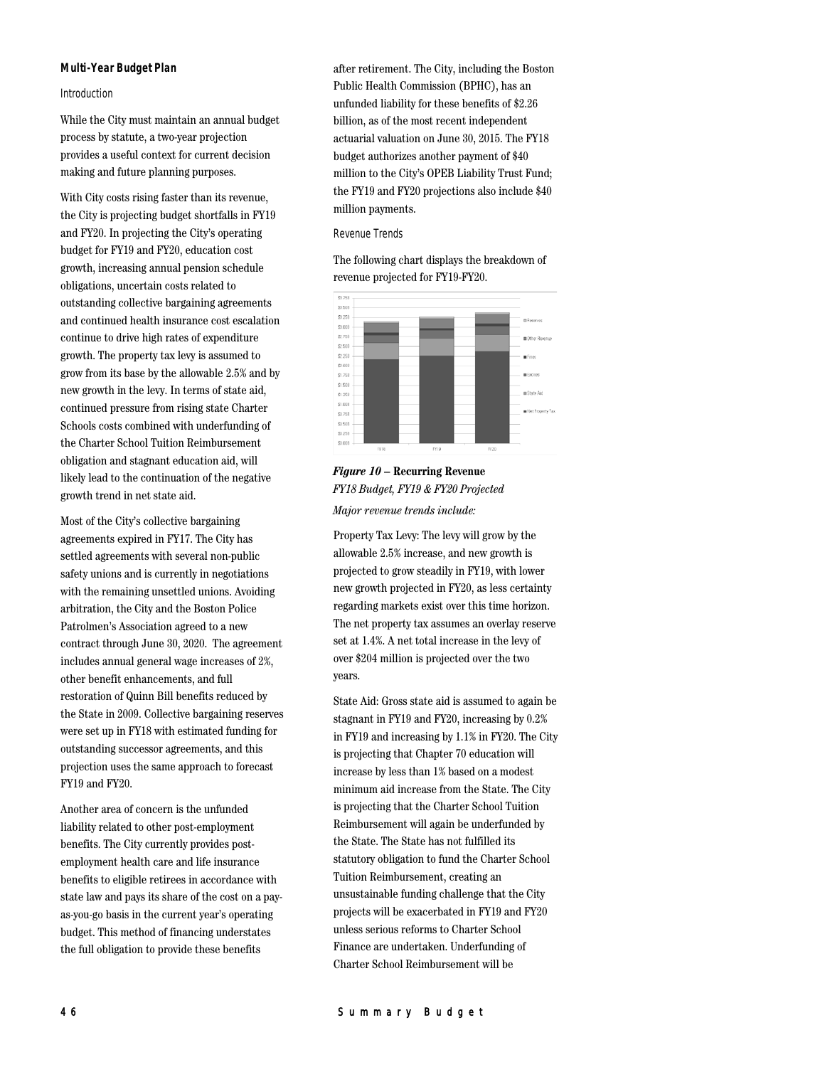### Multi-Year Budget Plan

#### Introduction

While the City must maintain an annual budget process by statute, a two-year projection provides a useful context for current decision making and future planning purposes.

With City costs rising faster than its revenue, the City is projecting budget shortfalls in FY19 and FY20. In projecting the City's operating budget for FY19 and FY20, education cost growth, increasing annual pension schedule obligations, uncertain costs related to outstanding collective bargaining agreements and continued health insurance cost escalation continue to drive high rates of expenditure growth. The property tax levy is assumed to grow from its base by the allowable 2.5% and by new growth in the levy. In terms of state aid, continued pressure from rising state Charter Schools costs combined with underfunding of the Charter School Tuition Reimbursement obligation and stagnant education aid, will likely lead to the continuation of the negative growth trend in net state aid.

Most of the City's collective bargaining agreements expired in FY17. The City has settled agreements with several non-public safety unions and is currently in negotiations with the remaining unsettled unions. Avoiding arbitration, the City and the Boston Police Patrolmen's Association agreed to a new contract through June 30, 2020. The agreement includes annual general wage increases of 2%, other benefit enhancements, and full restoration of Quinn Bill benefits reduced by the State in 2009. Collective bargaining reserves were set up in FY18 with estimated funding for outstanding successor agreements, and this projection uses the same approach to forecast FY19 and FY20.

Another area of concern is the unfunded liability related to other post-employment benefits. The City currently provides post-employment health care and life insurance benefits to eligible retirees in accordance with state law and pays its share of the cost on a pay-as-you-go basis in the current year's operating budget. This method of financing understates the full obligation to provide these benefits after retirement. The City, including the Boston Public Health Commission (BPHC), has an unfunded liability for these benefits of $2.26 billion, as of the most recent independent actuarial valuation on June 30, 2015. The FY18 budget authorizes another payment of $40 million to the City's OPEB Liability Trust Fund; the FY19 and FY20 projections also include $40 million payments.

#### Revenue Trends

The following chart displays the breakdown of revenue projected for FY19-FY20.

***Figure 10*** **– Recurring Revenue**

*FY18 Budget, FY19 & FY20 Projected*

*Major revenue trends include:*

Property Tax Levy: The levy will grow by the allowable 2.5% increase, and new growth is projected to grow steadily in FY19, with lower new growth projected in FY20, as less certainty regarding markets exist over this time horizon. The net property tax assumes an overlay reserve set at 1.4%. A net total increase in the levy of over $204 million is projected over the two years.

State Aid: Gross state aid is assumed to again be stagnant in FY19 and FY20, increasing by 0.2% in FY19 and increasing by 1.1% in FY20. The City is projecting that Chapter 70 education will increase by less than 1% based on a modest minimum aid increase from the State. The City is projecting that the Charter School Tuition Reimbursement will again be underfunded by the State. The State has not fulfilled its statutory obligation to fund the Charter School Tuition Reimbursement, creating an unsustainable funding challenge that the City projects will be exacerbated in FY19 and FY20 unless serious reforms to Charter School Finance are undertaken. Underfunding of Charter School Reimbursement will be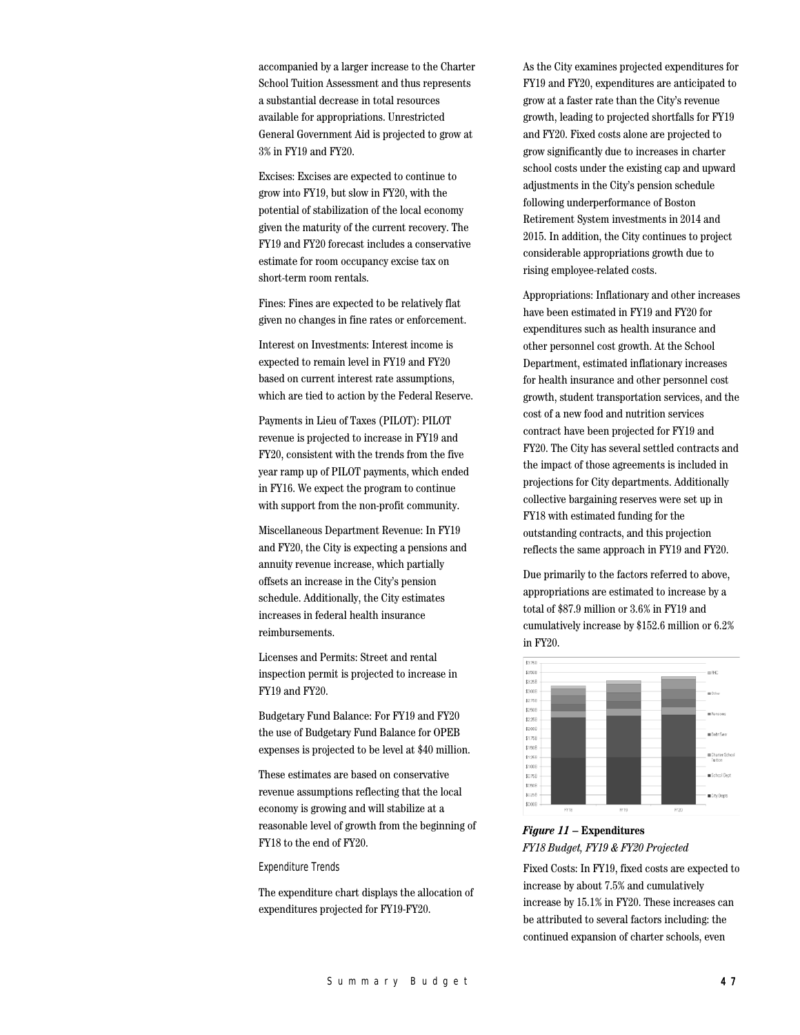accompanied by a larger increase to the Charter School Tuition Assessment and thus represents a substantial decrease in total resources available for appropriations. Unrestricted General Government Aid is projected to grow at 3% in FY19 and FY20.

Excises: Excises are expected to continue to grow into FY19, but slow in FY20, with the potential of stabilization of the local economy given the maturity of the current recovery. The FY19 and FY20 forecast includes a conservative estimate for room occupancy excise tax on short-term room rentals.

Fines: Fines are expected to be relatively flat given no changes in fine rates or enforcement.

Interest on Investments: Interest income is expected to remain level in FY19 and FY20 based on current interest rate assumptions, which are tied to action by the Federal Reserve.

Payments in Lieu of Taxes (PILOT): PILOT revenue is projected to increase in FY19 and FY20, consistent with the trends from the five year ramp up of PILOT payments, which ended in FY16. We expect the program to continue with support from the non-profit community.

Miscellaneous Department Revenue: In FY19 and FY20, the City is expecting a pensions and annuity revenue increase, which partially offsets an increase in the City's pension schedule. Additionally, the City estimates increases in federal health insurance reimbursements.

Licenses and Permits: Street and rental inspection permit is projected to increase in FY19 and FY20.

Budgetary Fund Balance: For FY19 and FY20 the use of Budgetary Fund Balance for OPEB expenses is projected to be level at $40 million.

These estimates are based on conservative revenue assumptions reflecting that the local economy is growing and will stabilize at a reasonable level of growth from the beginning of FY18 to the end of FY20.

### Expenditure Trends

The expenditure chart displays the allocation of expenditures projected for FY19-FY20.

As the City examines projected expenditures for FY19 and FY20, expenditures are anticipated to grow at a faster rate than the City's revenue growth, leading to projected shortfalls for FY19 and FY20. Fixed costs alone are projected to grow significantly due to increases in charter school costs under the existing cap and upward adjustments in the City's pension schedule following underperformance of Boston Retirement System investments in 2014 and 2015. In addition, the City continues to project considerable appropriations growth due to rising employee-related costs.

Appropriations: Inflationary and other increases have been estimated in FY19 and FY20 for expenditures such as health insurance and other personnel cost growth. At the School Department, estimated inflationary increases for health insurance and other personnel cost growth, student transportation services, and the cost of a new food and nutrition services contract have been projected for FY19 and FY20. The City has several settled contracts and the impact of those agreements is included in projections for City departments. Additionally collective bargaining reserves were set up in FY18 with estimated funding for the outstanding contracts, and this projection reflects the same approach in FY19 and FY20.

Due primarily to the factors referred to above, appropriations are estimated to increase by a total of $87.9 million or 3.6% in FY19 and cumulatively increase by $152.6 million or 6.2% in FY20.

***Figure 11*** **– Expenditures**
*FY18 Budget, FY19 & FY20 Projected*

Fixed Costs: In FY19, fixed costs are expected to increase by about 7.5% and cumulatively increase by 15.1% in FY20. These increases can be attributed to several factors including: the continued expansion of charter schools, even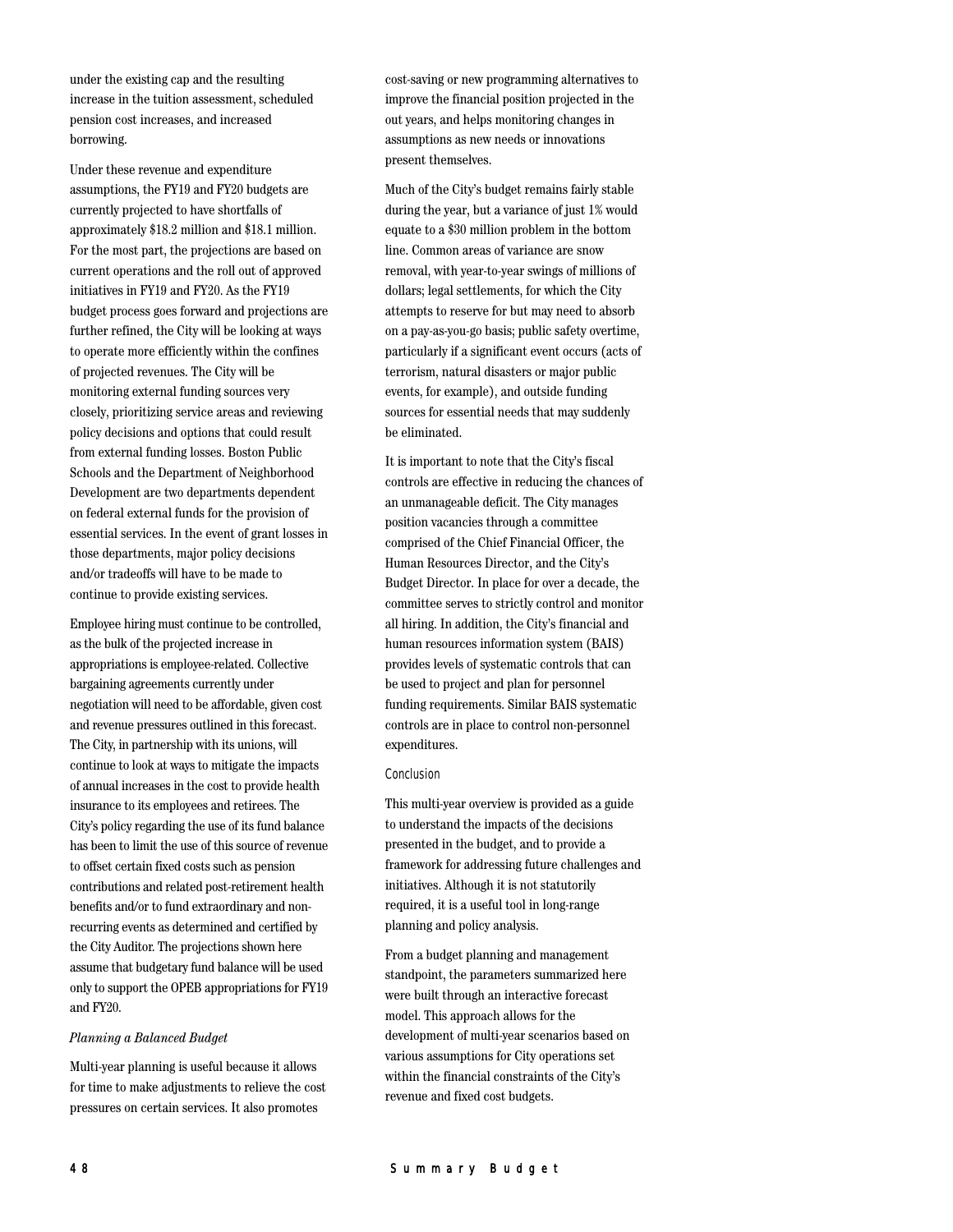under the existing cap and the resulting increase in the tuition assessment, scheduled pension cost increases, and increased borrowing.

Under these revenue and expenditure assumptions, the FY19 and FY20 budgets are currently projected to have shortfalls of approximately $18.2 million and $18.1 million. For the most part, the projections are based on current operations and the roll out of approved initiatives in FY19 and FY20. As the FY19 budget process goes forward and projections are further refined, the City will be looking at ways to operate more efficiently within the confines of projected revenues. The City will be monitoring external funding sources very closely, prioritizing service areas and reviewing policy decisions and options that could result from external funding losses. Boston Public Schools and the Department of Neighborhood Development are two departments dependent on federal external funds for the provision of essential services. In the event of grant losses in those departments, major policy decisions and/or tradeoffs will have to be made to continue to provide existing services.

Employee hiring must continue to be controlled, as the bulk of the projected increase in appropriations is employee-related. Collective bargaining agreements currently under negotiation will need to be affordable, given cost and revenue pressures outlined in this forecast. The City, in partnership with its unions, will continue to look at ways to mitigate the impacts of annual increases in the cost to provide health insurance to its employees and retirees. The City's policy regarding the use of its fund balance has been to limit the use of this source of revenue to offset certain fixed costs such as pension contributions and related post-retirement health benefits and/or to fund extraordinary and non-recurring events as determined and certified by the City Auditor. The projections shown here assume that budgetary fund balance will be used only to support the OPEB appropriations for FY19 and FY20.

### *Planning a Balanced Budget*

Multi-year planning is useful because it allows for time to make adjustments to relieve the cost pressures on certain services. It also promotes cost-saving or new programming alternatives to improve the financial position projected in the out years, and helps monitoring changes in assumptions as new needs or innovations present themselves.

Much of the City's budget remains fairly stable during the year, but a variance of just 1% would equate to a $30 million problem in the bottom line. Common areas of variance are snow removal, with year-to-year swings of millions of dollars; legal settlements, for which the City attempts to reserve for but may need to absorb on a pay-as-you-go basis; public safety overtime, particularly if a significant event occurs (acts of terrorism, natural disasters or major public events, for example), and outside funding sources for essential needs that may suddenly be eliminated.

It is important to note that the City's fiscal controls are effective in reducing the chances of an unmanageable deficit. The City manages position vacancies through a committee comprised of the Chief Financial Officer, the Human Resources Director, and the City's Budget Director. In place for over a decade, the committee serves to strictly control and monitor all hiring. In addition, the City's financial and human resources information system (BAIS) provides levels of systematic controls that can be used to project and plan for personnel funding requirements. Similar BAIS systematic controls are in place to control non-personnel expenditures.

### Conclusion

This multi-year overview is provided as a guide to understand the impacts of the decisions presented in the budget, and to provide a framework for addressing future challenges and initiatives. Although it is not statutorily required, it is a useful tool in long-range planning and policy analysis.

From a budget planning and management standpoint, the parameters summarized here were built through an interactive forecast model. This approach allows for the development of multi-year scenarios based on various assumptions for City operations set within the financial constraints of the City's revenue and fixed cost budgets.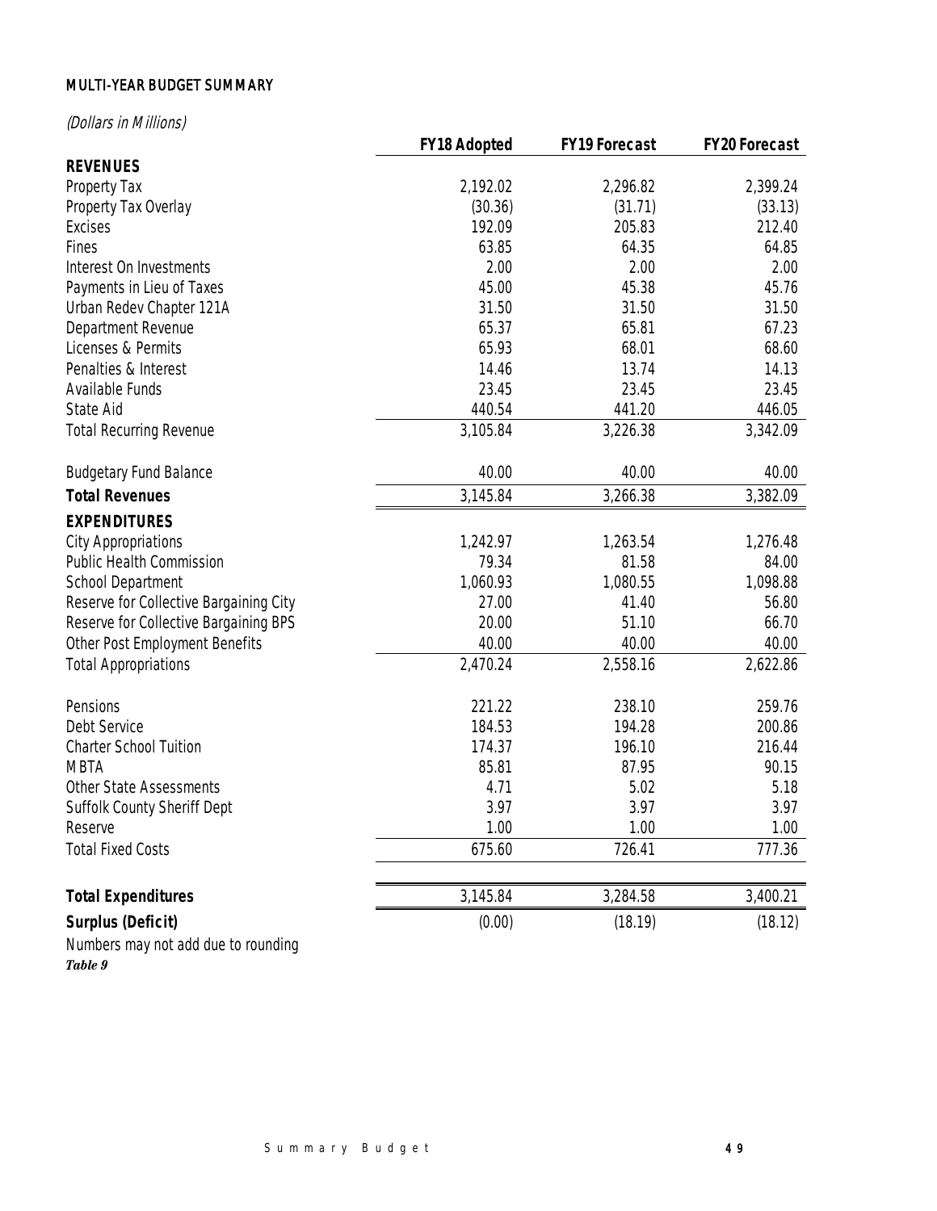## MULTI-YEAR BUDGET SUMMARY

*(Dollars in Millions)*

| | FY18 Adopted | FY19 Forecast | FY20 Forecast |
|---|---|---|---|
| **REVENUES** | | | |
| Property Tax | 2,192.02 | 2,296.82 | 2,399.24 |
| Property Tax Overlay | (30.36) | (31.71) | (33.13) |
| Excises | 192.09 | 205.83 | 212.40 |
| Fines | 63.85 | 64.35 | 64.85 |
| Interest On Investments | 2.00 | 2.00 | 2.00 |
| Payments in Lieu of Taxes | 45.00 | 45.38 | 45.76 |
| Urban Redev Chapter 121A | 31.50 | 31.50 | 31.50 |
| Department Revenue | 65.37 | 65.81 | 67.23 |
| Licenses & Permits | 65.93 | 68.01 | 68.60 |
| Penalties & Interest | 14.46 | 13.74 | 14.13 |
| Available Funds | 23.45 | 23.45 | 23.45 |
| State Aid | 440.54 | 441.20 | 446.05 |
| Total Recurring Revenue | 3,105.84 | 3,226.38 | 3,342.09 |
| Budgetary Fund Balance | 40.00 | 40.00 | 40.00 |
| **Total Revenues** | 3,145.84 | 3,266.38 | 3,382.09 |
| **EXPENDITURES** | | | |
| City Appropriations | 1,242.97 | 1,263.54 | 1,276.48 |
| Public Health Commission | 79.34 | 81.58 | 84.00 |
| School Department | 1,060.93 | 1,080.55 | 1,098.88 |
| Reserve for Collective Bargaining City | 27.00 | 41.40 | 56.80 |
| Reserve for Collective Bargaining BPS | 20.00 | 51.10 | 66.70 |
| Other Post Employment Benefits | 40.00 | 40.00 | 40.00 |
| Total Appropriations | 2,470.24 | 2,558.16 | 2,622.86 |
| Pensions | 221.22 | 238.10 | 259.76 |
| Debt Service | 184.53 | 194.28 | 200.86 |
| Charter School Tuition | 174.37 | 196.10 | 216.44 |
| MBTA | 85.81 | 87.95 | 90.15 |
| Other State Assessments | 4.71 | 5.02 | 5.18 |
| Suffolk County Sheriff Dept | 3.97 | 3.97 | 3.97 |
| Reserve | 1.00 | 1.00 | 1.00 |
| Total Fixed Costs | 675.60 | 726.41 | 777.36 |
| **Total Expenditures** | 3,145.84 | 3,284.58 | 3,400.21 |
| **Surplus (Deficit)** | (0.00) | (18.19) | (18.12) |

Numbers may not add due to rounding

***Table 9***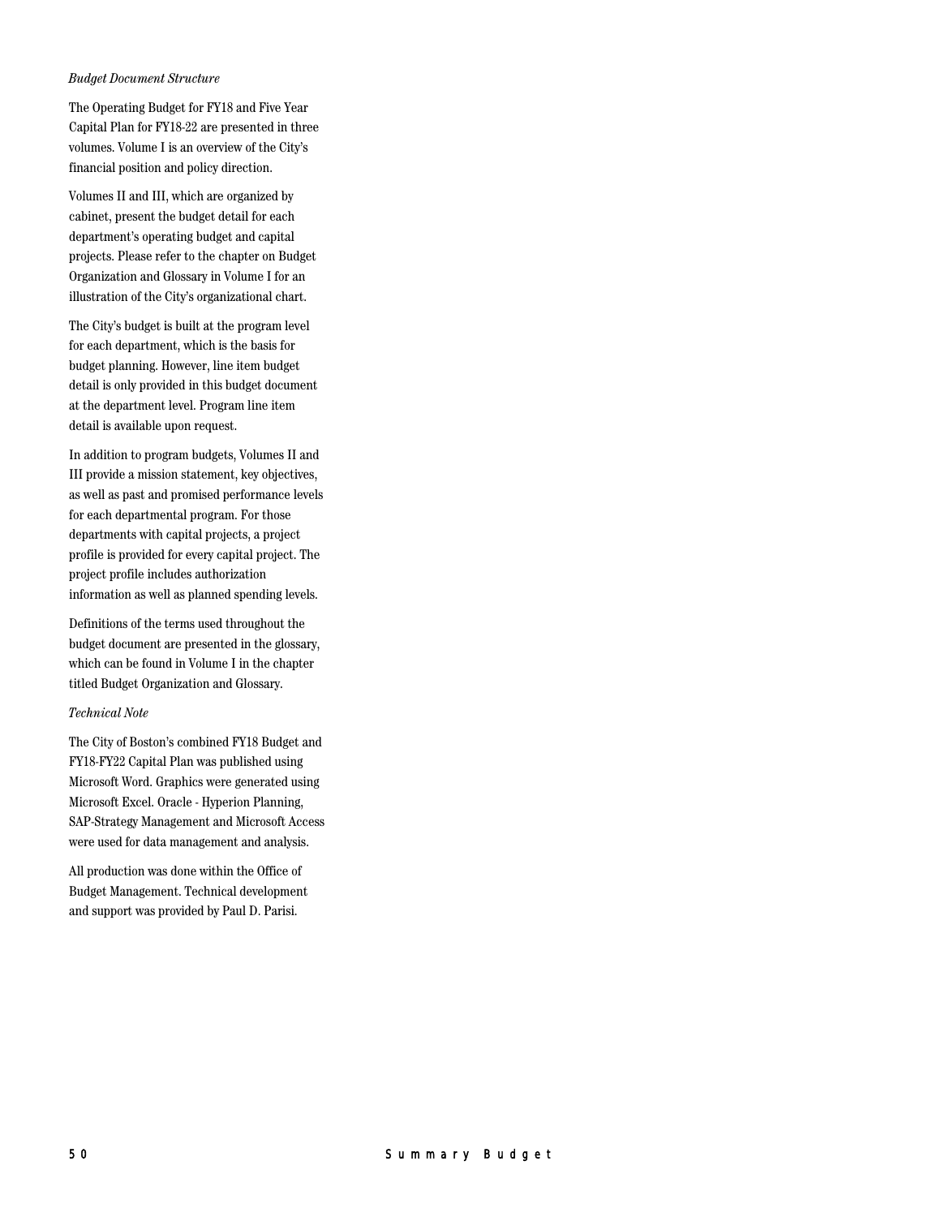*Budget Document Structure*

The Operating Budget for FY18 and Five Year Capital Plan for FY18-22 are presented in three volumes. Volume I is an overview of the City's financial position and policy direction.

Volumes II and III, which are organized by cabinet, present the budget detail for each department's operating budget and capital projects. Please refer to the chapter on Budget Organization and Glossary in Volume I for an illustration of the City's organizational chart.

The City's budget is built at the program level for each department, which is the basis for budget planning. However, line item budget detail is only provided in this budget document at the department level. Program line item detail is available upon request.

In addition to program budgets, Volumes II and III provide a mission statement, key objectives, as well as past and promised performance levels for each departmental program. For those departments with capital projects, a project profile is provided for every capital project. The project profile includes authorization information as well as planned spending levels.

Definitions of the terms used throughout the budget document are presented in the glossary, which can be found in Volume I in the chapter titled Budget Organization and Glossary.

*Technical Note*

The City of Boston's combined FY18 Budget and FY18-FY22 Capital Plan was published using Microsoft Word. Graphics were generated using Microsoft Excel. Oracle - Hyperion Planning, SAP-Strategy Management and Microsoft Access were used for data management and analysis.

All production was done within the Office of Budget Management. Technical development and support was provided by Paul D. Parisi.